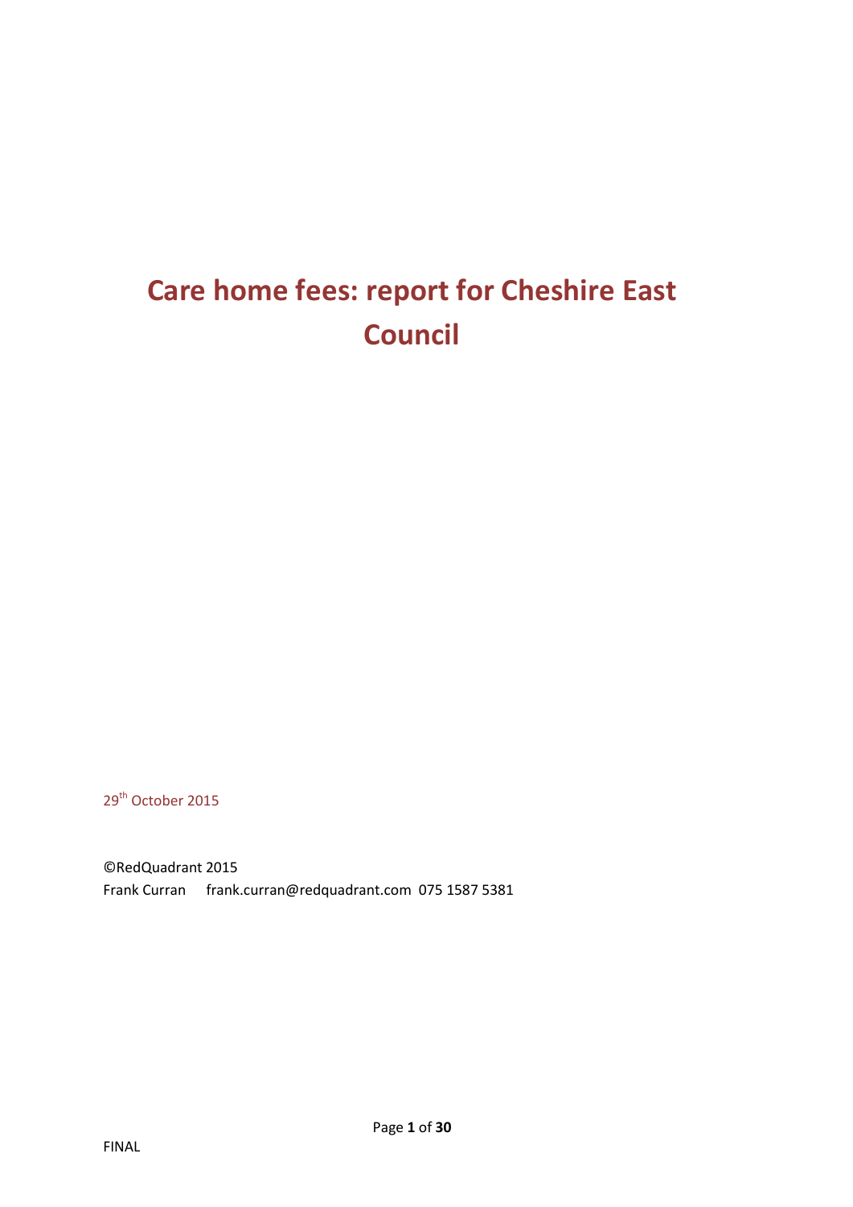# Care home fees: report for Cheshire East Council

29th October 2015

©RedQuadrant 2015
Frank Curran frank.curran@redquadrant.com 075 1587 5381

FINAL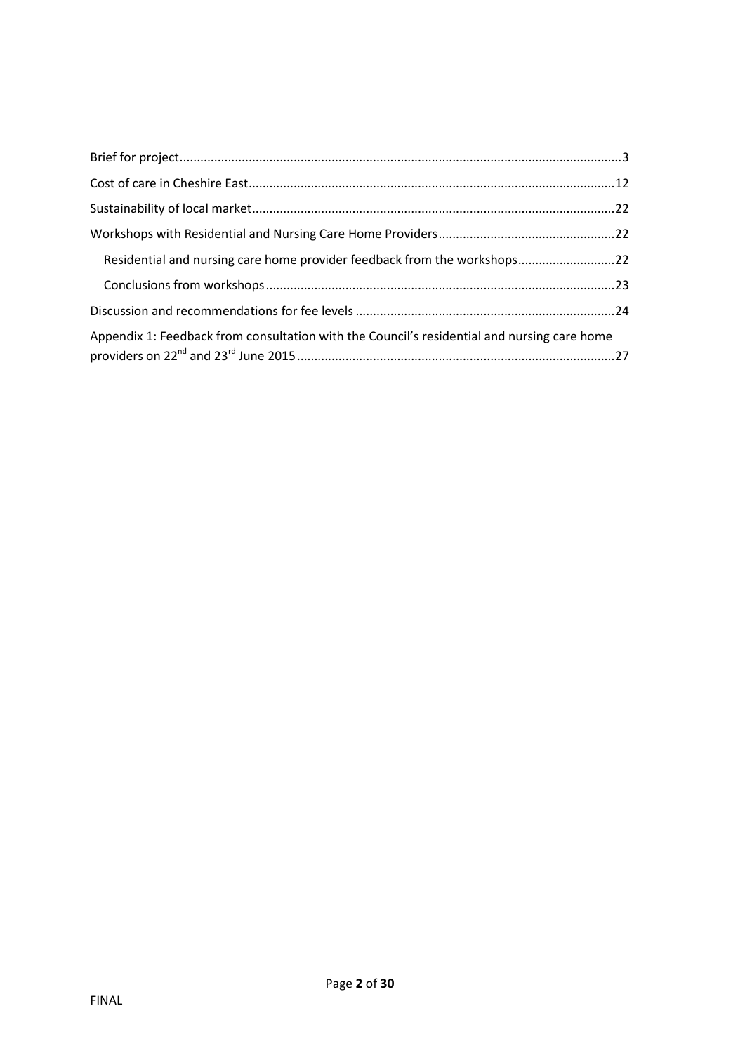Brief for project.....3

Cost of care in Cheshire East.....12

Sustainability of local market.....22

Workshops with Residential and Nursing Care Home Providers.....22

- Residential and nursing care home provider feedback from the workshops.....22
- Conclusions from workshops.....23

Discussion and recommendations for fee levels.....24

Appendix 1: Feedback from consultation with the Council's residential and nursing care home providers on 22nd and 23rd June 2015.....27

FINAL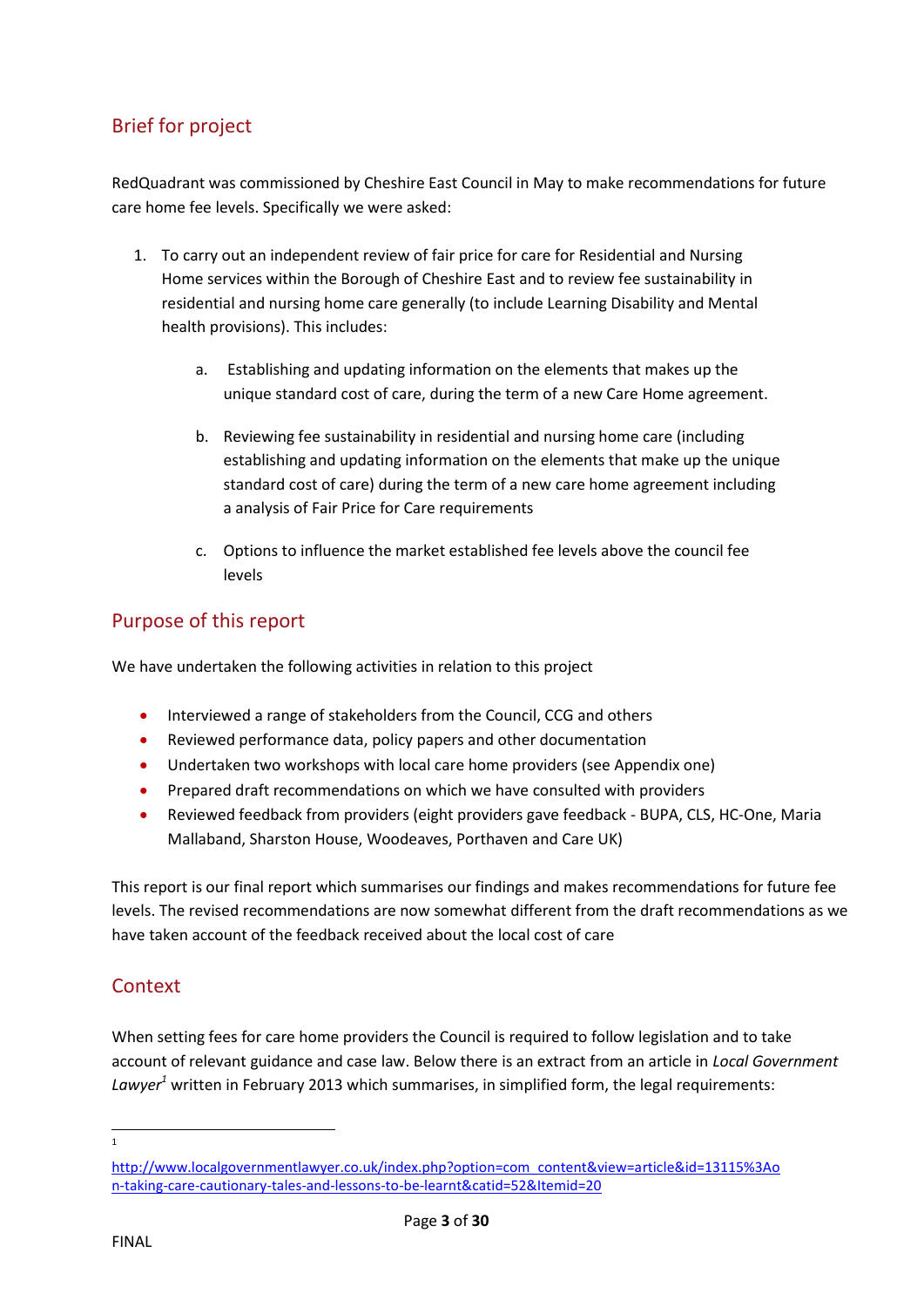## Brief for project

RedQuadrant was commissioned by Cheshire East Council in May to make recommendations for future care home fee levels. Specifically we were asked:

1. To carry out an independent review of fair price for care for Residential and Nursing Home services within the Borough of Cheshire East and to review fee sustainability in residential and nursing home care generally (to include Learning Disability and Mental health provisions). This includes:

    a. Establishing and updating information on the elements that makes up the unique standard cost of care, during the term of a new Care Home agreement.

    b. Reviewing fee sustainability in residential and nursing home care (including establishing and updating information on the elements that make up the unique standard cost of care) during the term of a new care home agreement including a analysis of Fair Price for Care requirements

    c. Options to influence the market established fee levels above the council fee levels

## Purpose of this report

We have undertaken the following activities in relation to this project

- Interviewed a range of stakeholders from the Council, CCG and others
- Reviewed performance data, policy papers and other documentation
- Undertaken two workshops with local care home providers (see Appendix one)
- Prepared draft recommendations on which we have consulted with providers
- Reviewed feedback from providers (eight providers gave feedback - BUPA, CLS, HC-One, Maria Mallaband, Sharston House, Woodeaves, Porthaven and Care UK)

This report is our final report which summarises our findings and makes recommendations for future fee levels. The revised recommendations are now somewhat different from the draft recommendations as we have taken account of the feedback received about the local cost of care

## Context

When setting fees for care home providers the Council is required to follow legislation and to take account of relevant guidance and case law. Below there is an extract from an article in *Local Government Lawyer*[1] written in February 2013 which summarises, in simplified form, the legal requirements:

---

1 http://www.localgovernmentlawyer.co.uk/index.php?option=com_content&view=article&id=13115%3Aon-taking-care-cautionary-tales-and-lessons-to-be-learnt&catid=52&Itemid=20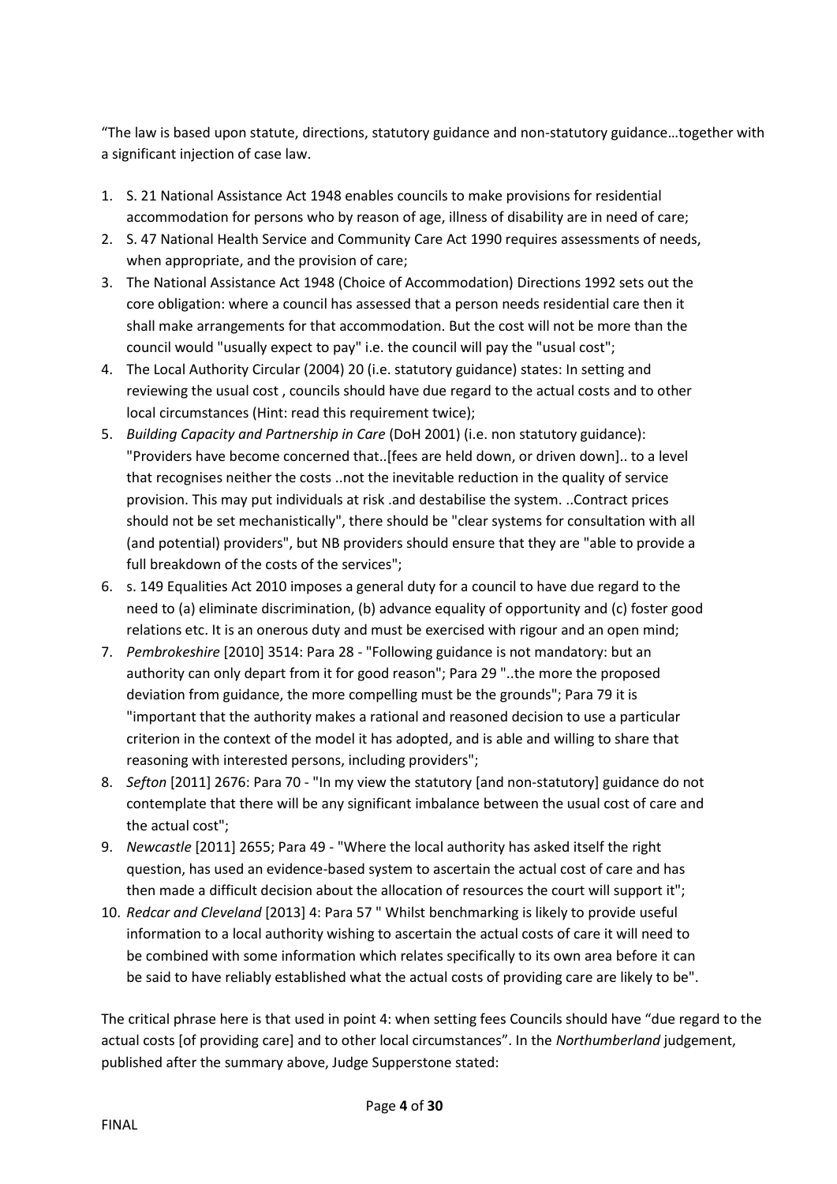"The law is based upon statute, directions, statutory guidance and non-statutory guidance…together with a significant injection of case law.

1. S. 21 National Assistance Act 1948 enables councils to make provisions for residential accommodation for persons who by reason of age, illness of disability are in need of care;
2. S. 47 National Health Service and Community Care Act 1990 requires assessments of needs, when appropriate, and the provision of care;
3. The National Assistance Act 1948 (Choice of Accommodation) Directions 1992 sets out the core obligation: where a council has assessed that a person needs residential care then it shall make arrangements for that accommodation. But the cost will not be more than the council would "usually expect to pay" i.e. the council will pay the "usual cost";
4. The Local Authority Circular (2004) 20 (i.e. statutory guidance) states: In setting and reviewing the usual cost , councils should have due regard to the actual costs and to other local circumstances (Hint: read this requirement twice);
5. *Building Capacity and Partnership in Care* (DoH 2001) (i.e. non statutory guidance): "Providers have become concerned that..[fees are held down, or driven down].. to a level that recognises neither the costs ..not the inevitable reduction in the quality of service provision. This may put individuals at risk .and destabilise the system. ..Contract prices should not be set mechanistically", there should be "clear systems for consultation with all (and potential) providers", but NB providers should ensure that they are "able to provide a full breakdown of the costs of the services";
6. s. 149 Equalities Act 2010 imposes a general duty for a council to have due regard to the need to (a) eliminate discrimination, (b) advance equality of opportunity and (c) foster good relations etc. It is an onerous duty and must be exercised with rigour and an open mind;
7. *Pembrokeshire* [2010] 3514: Para 28 - "Following guidance is not mandatory: but an authority can only depart from it for good reason"; Para 29 "..the more the proposed deviation from guidance, the more compelling must be the grounds"; Para 79 it is "important that the authority makes a rational and reasoned decision to use a particular criterion in the context of the model it has adopted, and is able and willing to share that reasoning with interested persons, including providers";
8. *Sefton* [2011] 2676: Para 70 - "In my view the statutory [and non-statutory] guidance do not contemplate that there will be any significant imbalance between the usual cost of care and the actual cost";
9. *Newcastle* [2011] 2655; Para 49 - "Where the local authority has asked itself the right question, has used an evidence-based system to ascertain the actual cost of care and has then made a difficult decision about the allocation of resources the court will support it";
10. *Redcar and Cleveland* [2013] 4: Para 57 " Whilst benchmarking is likely to provide useful information to a local authority wishing to ascertain the actual costs of care it will need to be combined with some information which relates specifically to its own area before it can be said to have reliably established what the actual costs of providing care are likely to be".

The critical phrase here is that used in point 4: when setting fees Councils should have "due regard to the actual costs [of providing care] and to other local circumstances". In the *Northumberland* judgement, published after the summary above, Judge Supperstone stated: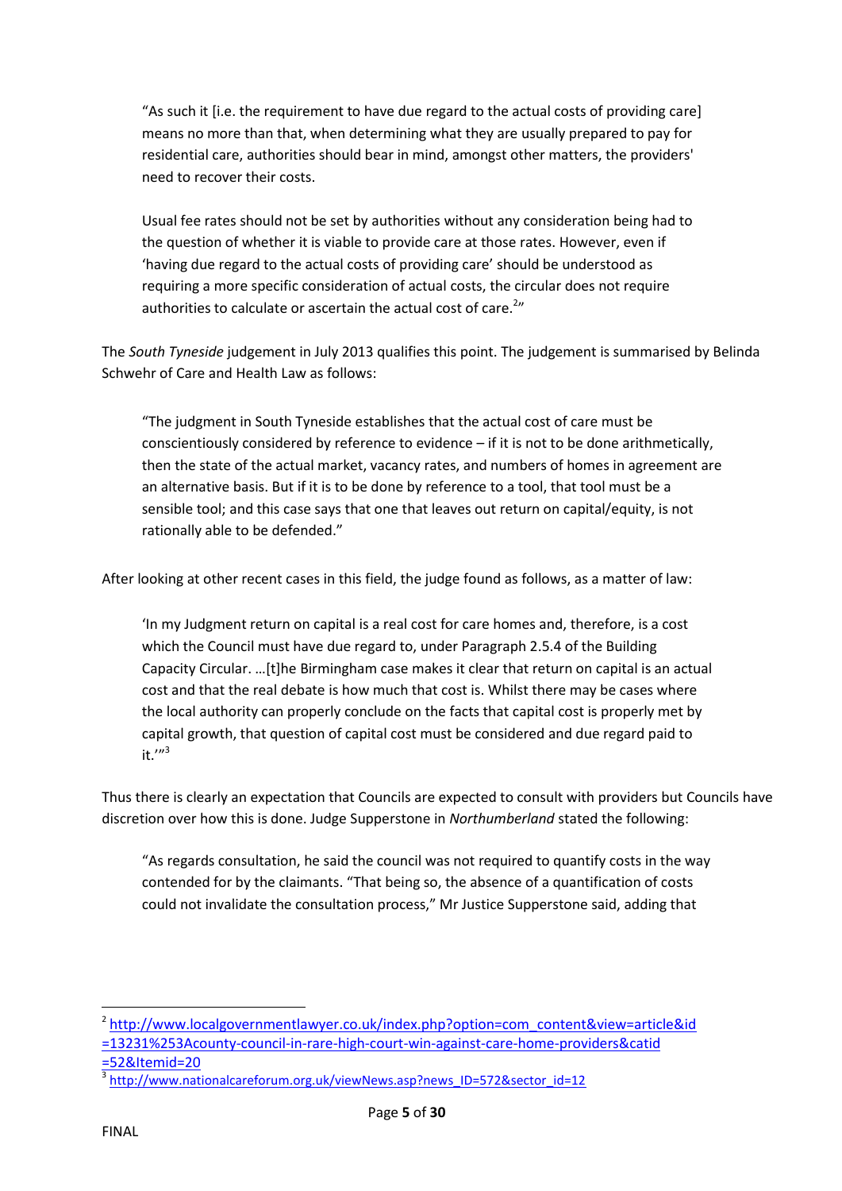> "As such it [i.e. the requirement to have due regard to the actual costs of providing care] means no more than that, when determining what they are usually prepared to pay for residential care, authorities should bear in mind, amongst other matters, the providers' need to recover their costs.
>
> Usual fee rates should not be set by authorities without any consideration being had to the question of whether it is viable to provide care at those rates. However, even if 'having due regard to the actual costs of providing care' should be understood as requiring a more specific consideration of actual costs, the circular does not require authorities to calculate or ascertain the actual cost of care.[2]"

The *South Tyneside* judgement in July 2013 qualifies this point. The judgement is summarised by Belinda Schwehr of Care and Health Law as follows:

> "The judgment in South Tyneside establishes that the actual cost of care must be conscientiously considered by reference to evidence – if it is not to be done arithmetically, then the state of the actual market, vacancy rates, and numbers of homes in agreement are an alternative basis. But if it is to be done by reference to a tool, that tool must be a sensible tool; and this case says that one that leaves out return on capital/equity, is not rationally able to be defended."

After looking at other recent cases in this field, the judge found as follows, as a matter of law:

> 'In my Judgment return on capital is a real cost for care homes and, therefore, is a cost which the Council must have due regard to, under Paragraph 2.5.4 of the Building Capacity Circular. …[t]he Birmingham case makes it clear that return on capital is an actual cost and that the real debate is how much that cost is. Whilst there may be cases where the local authority can properly conclude on the facts that capital cost is properly met by capital growth, that question of capital cost must be considered and due regard paid to it.'"[3]

Thus there is clearly an expectation that Councils are expected to consult with providers but Councils have discretion over how this is done. Judge Supperstone in *Northumberland* stated the following:

> "As regards consultation, he said the council was not required to quantify costs in the way contended for by the claimants. "That being so, the absence of a quantification of costs could not invalidate the consultation process," Mr Justice Supperstone said, adding that

---

[2] http://www.localgovernmentlawyer.co.uk/index.php?option=com_content&view=article&id=13231%253Acounty-council-in-rare-high-court-win-against-care-home-providers&catid=52&Itemid=20

[3] http://www.nationalcareforum.org.uk/viewNews.asp?news_ID=572&sector_id=12

FINAL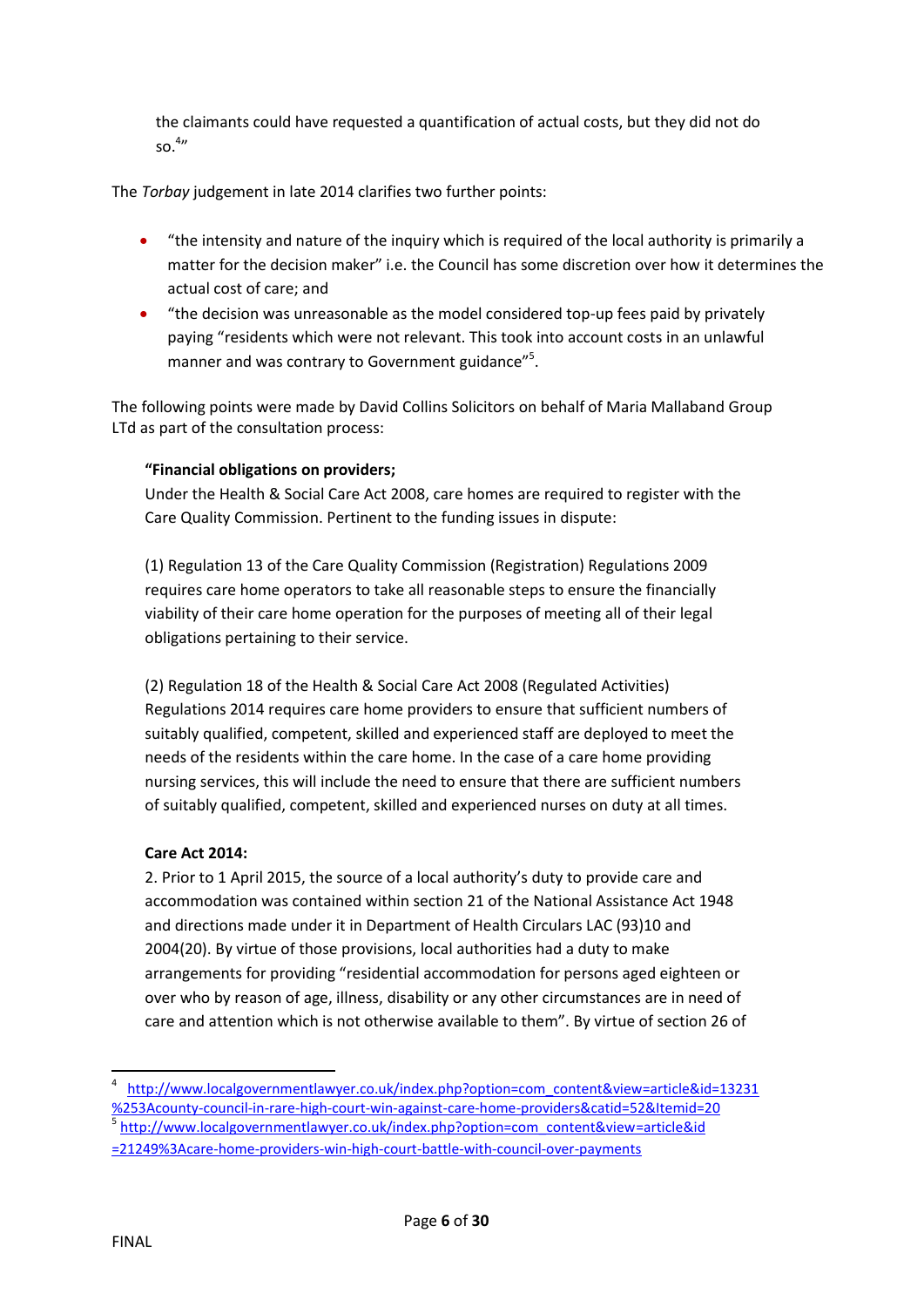the claimants could have requested a quantification of actual costs, but they did not do so.[4]"

The *Torbay* judgement in late 2014 clarifies two further points:

- "the intensity and nature of the inquiry which is required of the local authority is primarily a matter for the decision maker" i.e. the Council has some discretion over how it determines the actual cost of care; and
- "the decision was unreasonable as the model considered top-up fees paid by privately paying "residents which were not relevant. This took into account costs in an unlawful manner and was contrary to Government guidance"[5].

The following points were made by David Collins Solicitors on behalf of Maria Mallaband Group LTd as part of the consultation process:

> **"Financial obligations on providers;**
> Under the Health & Social Care Act 2008, care homes are required to register with the Care Quality Commission. Pertinent to the funding issues in dispute:
>
> (1) Regulation 13 of the Care Quality Commission (Registration) Regulations 2009 requires care home operators to take all reasonable steps to ensure the financially viability of their care home operation for the purposes of meeting all of their legal obligations pertaining to their service.
>
> (2) Regulation 18 of the Health & Social Care Act 2008 (Regulated Activities) Regulations 2014 requires care home providers to ensure that sufficient numbers of suitably qualified, competent, skilled and experienced staff are deployed to meet the needs of the residents within the care home. In the case of a care home providing nursing services, this will include the need to ensure that there are sufficient numbers of suitably qualified, competent, skilled and experienced nurses on duty at all times.
>
> **Care Act 2014:**
> 2. Prior to 1 April 2015, the source of a local authority's duty to provide care and accommodation was contained within section 21 of the National Assistance Act 1948 and directions made under it in Department of Health Circulars LAC (93)10 and 2004(20). By virtue of those provisions, local authorities had a duty to make arrangements for providing "residential accommodation for persons aged eighteen or over who by reason of age, illness, disability or any other circumstances are in need of care and attention which is not otherwise available to them". By virtue of section 26 of

---

[4] http://www.localgovernmentlawyer.co.uk/index.php?option=com_content&view=article&id=13231%253Acounty-council-in-rare-high-court-win-against-care-home-providers&catid=52&Itemid=20

[5] http://www.localgovernmentlawyer.co.uk/index.php?option=com_content&view=article&id=21249%3Acare-home-providers-win-high-court-battle-with-council-over-payments

FINAL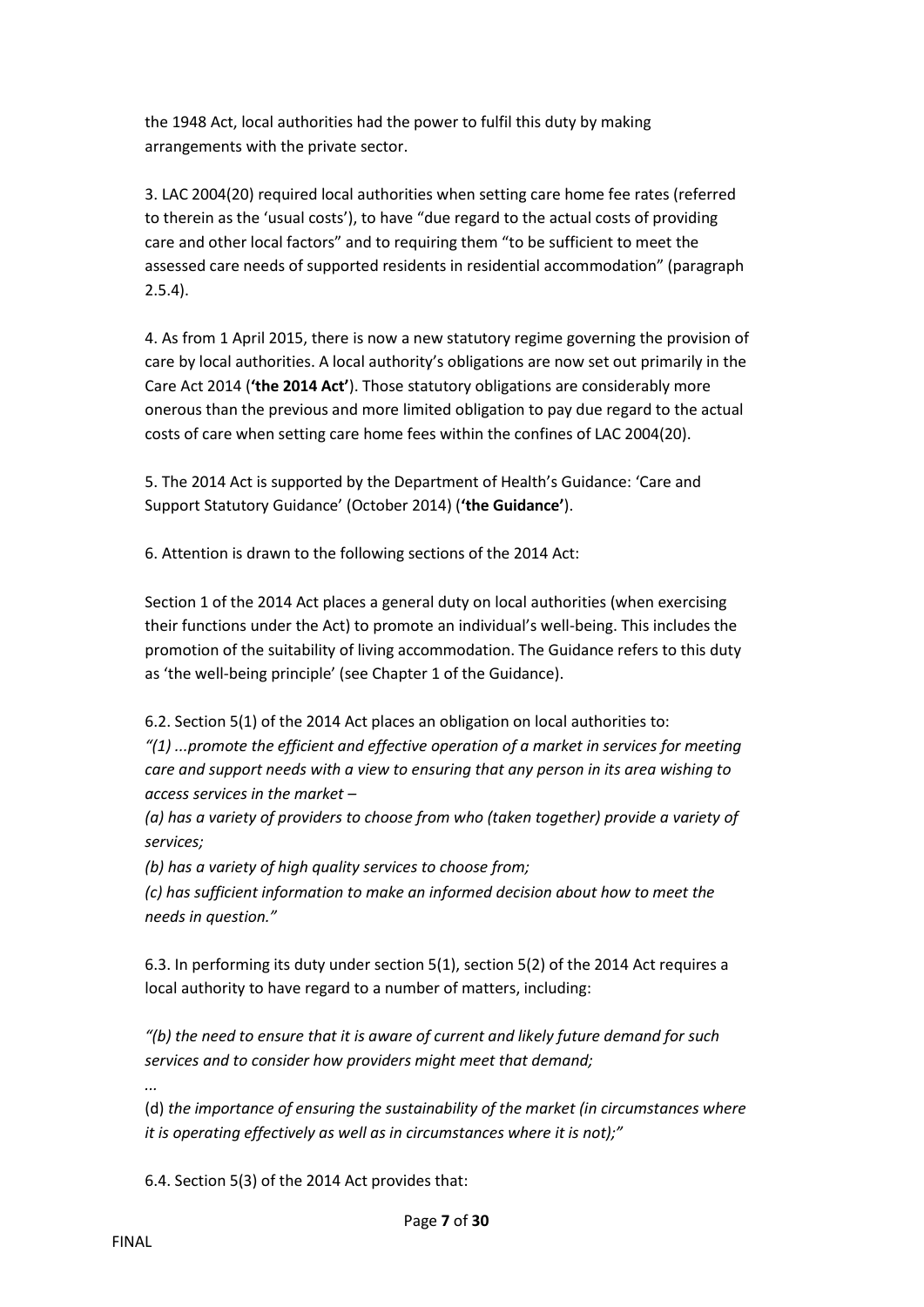the 1948 Act, local authorities had the power to fulfil this duty by making arrangements with the private sector.

3. LAC 2004(20) required local authorities when setting care home fee rates (referred to therein as the 'usual costs'), to have "due regard to the actual costs of providing care and other local factors" and to requiring them "to be sufficient to meet the assessed care needs of supported residents in residential accommodation" (paragraph 2.5.4).

4. As from 1 April 2015, there is now a new statutory regime governing the provision of care by local authorities. A local authority's obligations are now set out primarily in the Care Act 2014 (**'the 2014 Act'**). Those statutory obligations are considerably more onerous than the previous and more limited obligation to pay due regard to the actual costs of care when setting care home fees within the confines of LAC 2004(20).

5. The 2014 Act is supported by the Department of Health's Guidance: 'Care and Support Statutory Guidance' (October 2014) (**'the Guidance'**).

6. Attention is drawn to the following sections of the 2014 Act:

Section 1 of the 2014 Act places a general duty on local authorities (when exercising their functions under the Act) to promote an individual's well-being. This includes the promotion of the suitability of living accommodation. The Guidance refers to this duty as 'the well-being principle' (see Chapter 1 of the Guidance).

6.2. Section 5(1) of the 2014 Act places an obligation on local authorities to:
*"(1) ...promote the efficient and effective operation of a market in services for meeting care and support needs with a view to ensuring that any person in its area wishing to access services in the market –*
*(a) has a variety of providers to choose from who (taken together) provide a variety of services;*
*(b) has a variety of high quality services to choose from;*
*(c) has sufficient information to make an informed decision about how to meet the needs in question."*

6.3. In performing its duty under section 5(1), section 5(2) of the 2014 Act requires a local authority to have regard to a number of matters, including:

*"(b) the need to ensure that it is aware of current and likely future demand for such services and to consider how providers might meet that demand;*

*...*

(d) *the importance of ensuring the sustainability of the market (in circumstances where it is operating effectively as well as in circumstances where it is not);"*

6.4. Section 5(3) of the 2014 Act provides that: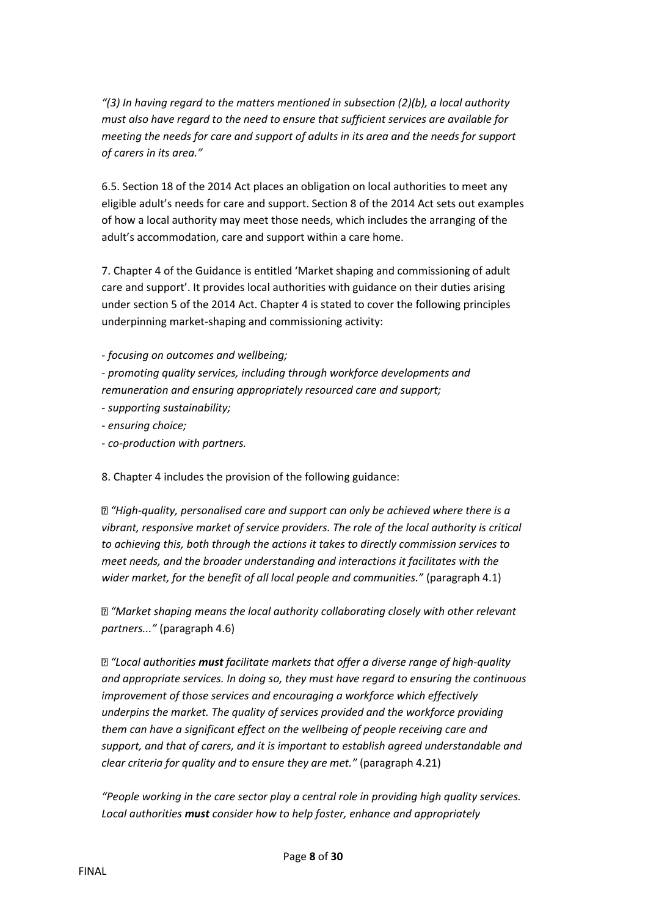*"(3) In having regard to the matters mentioned in subsection (2)(b), a local authority must also have regard to the need to ensure that sufficient services are available for meeting the needs for care and support of adults in its area and the needs for support of carers in its area."*

6.5. Section 18 of the 2014 Act places an obligation on local authorities to meet any eligible adult's needs for care and support. Section 8 of the 2014 Act sets out examples of how a local authority may meet those needs, which includes the arranging of the adult's accommodation, care and support within a care home.

7. Chapter 4 of the Guidance is entitled 'Market shaping and commissioning of adult care and support'. It provides local authorities with guidance on their duties arising under section 5 of the 2014 Act. Chapter 4 is stated to cover the following principles underpinning market-shaping and commissioning activity:

- *focusing on outcomes and wellbeing;*
- *promoting quality services, including through workforce developments and remuneration and ensuring appropriately resourced care and support;*
- *supporting sustainability;*
- *ensuring choice;*
- *co-production with partners.*

8. Chapter 4 includes the provision of the following guidance:

- *"High-quality, personalised care and support can only be achieved where there is a vibrant, responsive market of service providers. The role of the local authority is critical to achieving this, both through the actions it takes to directly commission services to meet needs, and the broader understanding and interactions it facilitates with the wider market, for the benefit of all local people and communities."* (paragraph 4.1)

- *"Market shaping means the local authority collaborating closely with other relevant partners..."* (paragraph 4.6)

- *"Local authorities **must** facilitate markets that offer a diverse range of high-quality and appropriate services. In doing so, they must have regard to ensuring the continuous improvement of those services and encouraging a workforce which effectively underpins the market. The quality of services provided and the workforce providing them can have a significant effect on the wellbeing of people receiving care and support, and that of carers, and it is important to establish agreed understandable and clear criteria for quality and to ensure they are met."* (paragraph 4.21)

*"People working in the care sector play a central role in providing high quality services. Local authorities **must** consider how to help foster, enhance and appropriately*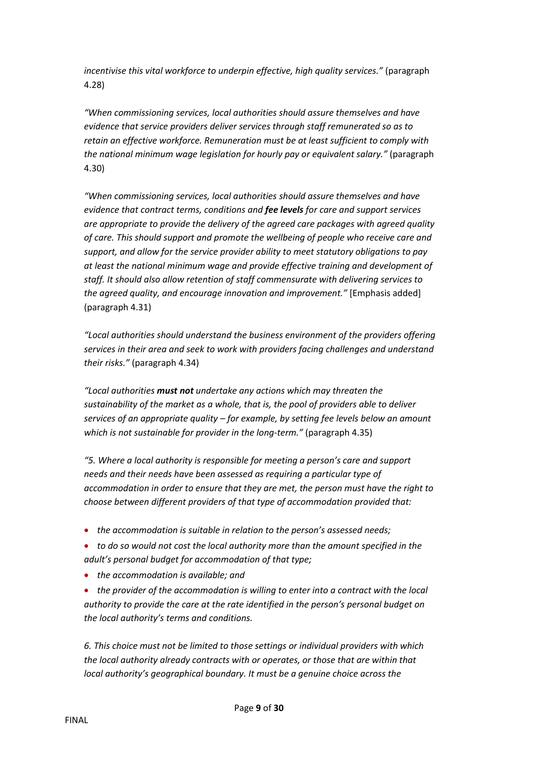*incentivise this vital workforce to underpin effective, high quality services."* (paragraph 4.28)

*"When commissioning services, local authorities should assure themselves and have evidence that service providers deliver services through staff remunerated so as to retain an effective workforce. Remuneration must be at least sufficient to comply with the national minimum wage legislation for hourly pay or equivalent salary."* (paragraph 4.30)

*"When commissioning services, local authorities should assure themselves and have evidence that contract terms, conditions and **fee levels** for care and support services are appropriate to provide the delivery of the agreed care packages with agreed quality of care. This should support and promote the wellbeing of people who receive care and support, and allow for the service provider ability to meet statutory obligations to pay at least the national minimum wage and provide effective training and development of staff. It should also allow retention of staff commensurate with delivering services to the agreed quality, and encourage innovation and improvement."* [Emphasis added] (paragraph 4.31)

*"Local authorities should understand the business environment of the providers offering services in their area and seek to work with providers facing challenges and understand their risks."* (paragraph 4.34)

*"Local authorities **must not** undertake any actions which may threaten the sustainability of the market as a whole, that is, the pool of providers able to deliver services of an appropriate quality – for example, by setting fee levels below an amount which is not sustainable for provider in the long-term."* (paragraph 4.35)

*"5. Where a local authority is responsible for meeting a person's care and support needs and their needs have been assessed as requiring a particular type of accommodation in order to ensure that they are met, the person must have the right to choose between different providers of that type of accommodation provided that:*

- *the accommodation is suitable in relation to the person's assessed needs;*
- *to do so would not cost the local authority more than the amount specified in the adult's personal budget for accommodation of that type;*
- *the accommodation is available; and*
- *the provider of the accommodation is willing to enter into a contract with the local authority to provide the care at the rate identified in the person's personal budget on the local authority's terms and conditions.*

*6. This choice must not be limited to those settings or individual providers with which the local authority already contracts with or operates, or those that are within that local authority's geographical boundary. It must be a genuine choice across the*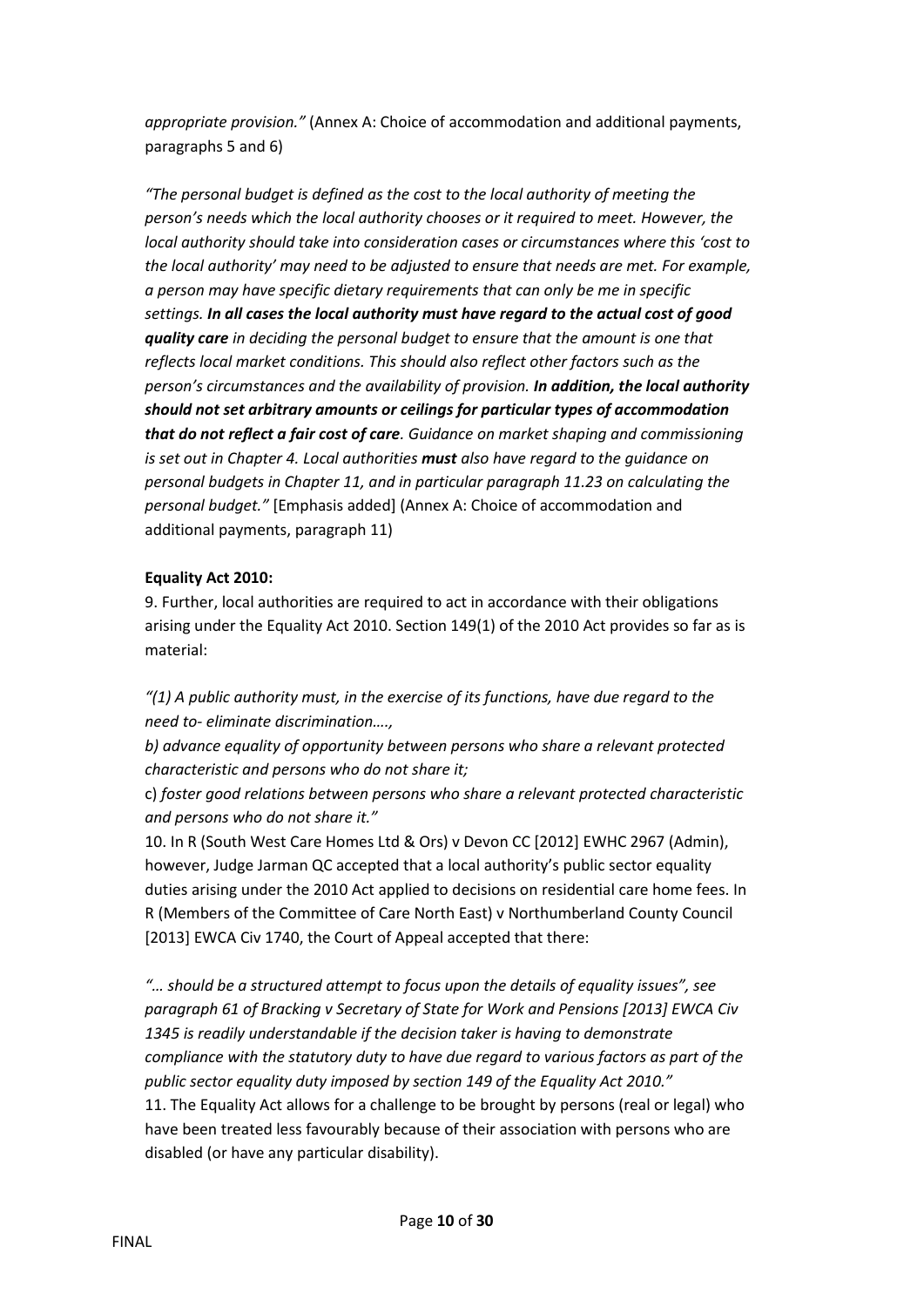*appropriate provision."* (Annex A: Choice of accommodation and additional payments, paragraphs 5 and 6)

*"The personal budget is defined as the cost to the local authority of meeting the person's needs which the local authority chooses or it required to meet. However, the local authority should take into consideration cases or circumstances where this 'cost to the local authority' may need to be adjusted to ensure that needs are met. For example, a person may have specific dietary requirements that can only be me in specific settings.* ***In all cases the local authority must have regard to the actual cost of good quality care*** *in deciding the personal budget to ensure that the amount is one that reflects local market conditions. This should also reflect other factors such as the person's circumstances and the availability of provision.* ***In addition, the local authority should not set arbitrary amounts or ceilings for particular types of accommodation that do not reflect a fair cost of care****. Guidance on market shaping and commissioning is set out in Chapter 4. Local authorities* ***must*** *also have regard to the guidance on personal budgets in Chapter 11, and in particular paragraph 11.23 on calculating the personal budget."* [Emphasis added] (Annex A: Choice of accommodation and additional payments, paragraph 11)

**Equality Act 2010:**

9. Further, local authorities are required to act in accordance with their obligations arising under the Equality Act 2010. Section 149(1) of the 2010 Act provides so far as is material:

*"(1) A public authority must, in the exercise of its functions, have due regard to the need to- eliminate discrimination….,*

*b) advance equality of opportunity between persons who share a relevant protected characteristic and persons who do not share it;*

c) *foster good relations between persons who share a relevant protected characteristic and persons who do not share it."*

10. In R (South West Care Homes Ltd & Ors) v Devon CC [2012] EWHC 2967 (Admin), however, Judge Jarman QC accepted that a local authority's public sector equality duties arising under the 2010 Act applied to decisions on residential care home fees. In R (Members of the Committee of Care North East) v Northumberland County Council [2013] EWCA Civ 1740, the Court of Appeal accepted that there:

*"… should be a structured attempt to focus upon the details of equality issues", see paragraph 61 of Bracking v Secretary of State for Work and Pensions [2013] EWCA Civ 1345 is readily understandable if the decision taker is having to demonstrate compliance with the statutory duty to have due regard to various factors as part of the public sector equality duty imposed by section 149 of the Equality Act 2010."*

11. The Equality Act allows for a challenge to be brought by persons (real or legal) who have been treated less favourably because of their association with persons who are disabled (or have any particular disability).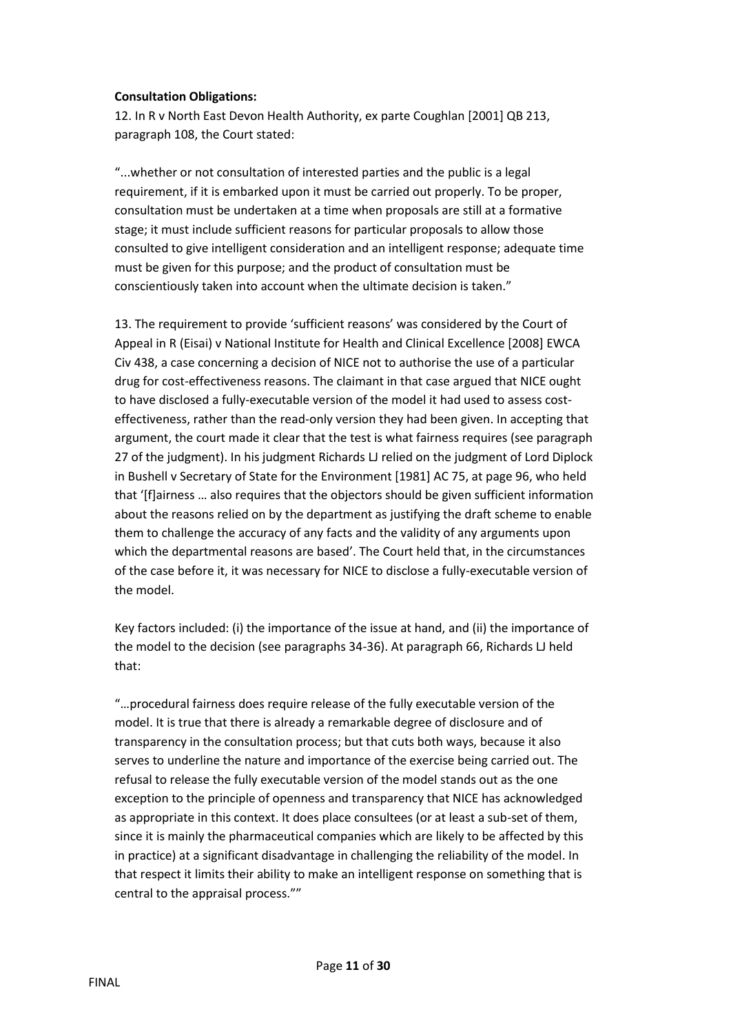**Consultation Obligations:**

12. In R v North East Devon Health Authority, ex parte Coughlan [2001] QB 213, paragraph 108, the Court stated:

"...whether or not consultation of interested parties and the public is a legal requirement, if it is embarked upon it must be carried out properly. To be proper, consultation must be undertaken at a time when proposals are still at a formative stage; it must include sufficient reasons for particular proposals to allow those consulted to give intelligent consideration and an intelligent response; adequate time must be given for this purpose; and the product of consultation must be conscientiously taken into account when the ultimate decision is taken."

13. The requirement to provide 'sufficient reasons' was considered by the Court of Appeal in R (Eisai) v National Institute for Health and Clinical Excellence [2008] EWCA Civ 438, a case concerning a decision of NICE not to authorise the use of a particular drug for cost-effectiveness reasons. The claimant in that case argued that NICE ought to have disclosed a fully-executable version of the model it had used to assess cost-effectiveness, rather than the read-only version they had been given. In accepting that argument, the court made it clear that the test is what fairness requires (see paragraph 27 of the judgment). In his judgment Richards LJ relied on the judgment of Lord Diplock in Bushell v Secretary of State for the Environment [1981] AC 75, at page 96, who held that '[f]airness … also requires that the objectors should be given sufficient information about the reasons relied on by the department as justifying the draft scheme to enable them to challenge the accuracy of any facts and the validity of any arguments upon which the departmental reasons are based'. The Court held that, in the circumstances of the case before it, it was necessary for NICE to disclose a fully-executable version of the model.

Key factors included: (i) the importance of the issue at hand, and (ii) the importance of the model to the decision (see paragraphs 34-36). At paragraph 66, Richards LJ held that:

"…procedural fairness does require release of the fully executable version of the model. It is true that there is already a remarkable degree of disclosure and of transparency in the consultation process; but that cuts both ways, because it also serves to underline the nature and importance of the exercise being carried out. The refusal to release the fully executable version of the model stands out as the one exception to the principle of openness and transparency that NICE has acknowledged as appropriate in this context. It does place consultees (or at least a sub-set of them, since it is mainly the pharmaceutical companies which are likely to be affected by this in practice) at a significant disadvantage in challenging the reliability of the model. In that respect it limits their ability to make an intelligent response on something that is central to the appraisal process.""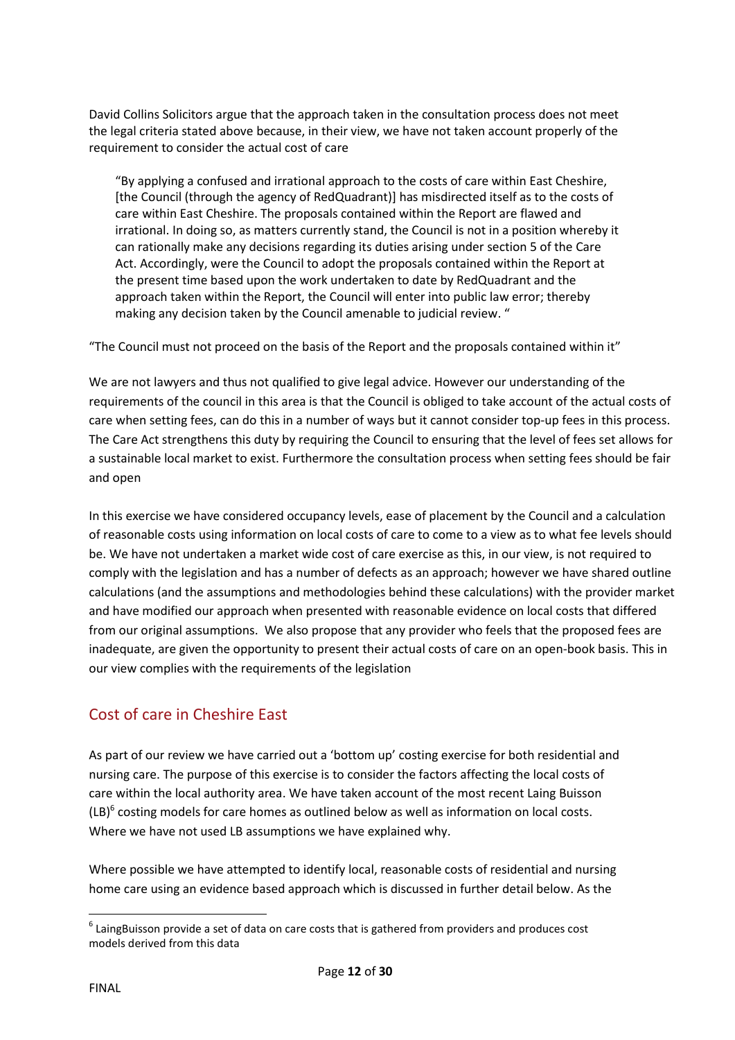David Collins Solicitors argue that the approach taken in the consultation process does not meet the legal criteria stated above because, in their view, we have not taken account properly of the requirement to consider the actual cost of care

> "By applying a confused and irrational approach to the costs of care within East Cheshire, [the Council (through the agency of RedQuadrant)] has misdirected itself as to the costs of care within East Cheshire. The proposals contained within the Report are flawed and irrational. In doing so, as matters currently stand, the Council is not in a position whereby it can rationally make any decisions regarding its duties arising under section 5 of the Care Act. Accordingly, were the Council to adopt the proposals contained within the Report at the present time based upon the work undertaken to date by RedQuadrant and the approach taken within the Report, the Council will enter into public law error; thereby making any decision taken by the Council amenable to judicial review. "

"The Council must not proceed on the basis of the Report and the proposals contained within it"

We are not lawyers and thus not qualified to give legal advice. However our understanding of the requirements of the council in this area is that the Council is obliged to take account of the actual costs of care when setting fees, can do this in a number of ways but it cannot consider top-up fees in this process. The Care Act strengthens this duty by requiring the Council to ensuring that the level of fees set allows for a sustainable local market to exist. Furthermore the consultation process when setting fees should be fair and open

In this exercise we have considered occupancy levels, ease of placement by the Council and a calculation of reasonable costs using information on local costs of care to come to a view as to what fee levels should be. We have not undertaken a market wide cost of care exercise as this, in our view, is not required to comply with the legislation and has a number of defects as an approach; however we have shared outline calculations (and the assumptions and methodologies behind these calculations) with the provider market and have modified our approach when presented with reasonable evidence on local costs that differed from our original assumptions. We also propose that any provider who feels that the proposed fees are inadequate, are given the opportunity to present their actual costs of care on an open-book basis. This in our view complies with the requirements of the legislation

## Cost of care in Cheshire East

As part of our review we have carried out a 'bottom up' costing exercise for both residential and nursing care. The purpose of this exercise is to consider the factors affecting the local costs of care within the local authority area. We have taken account of the most recent Laing Buisson (LB)[6] costing models for care homes as outlined below as well as information on local costs. Where we have not used LB assumptions we have explained why.

Where possible we have attempted to identify local, reasonable costs of residential and nursing home care using an evidence based approach which is discussed in further detail below. As the

[6] LaingBuisson provide a set of data on care costs that is gathered from providers and produces cost models derived from this data

FINAL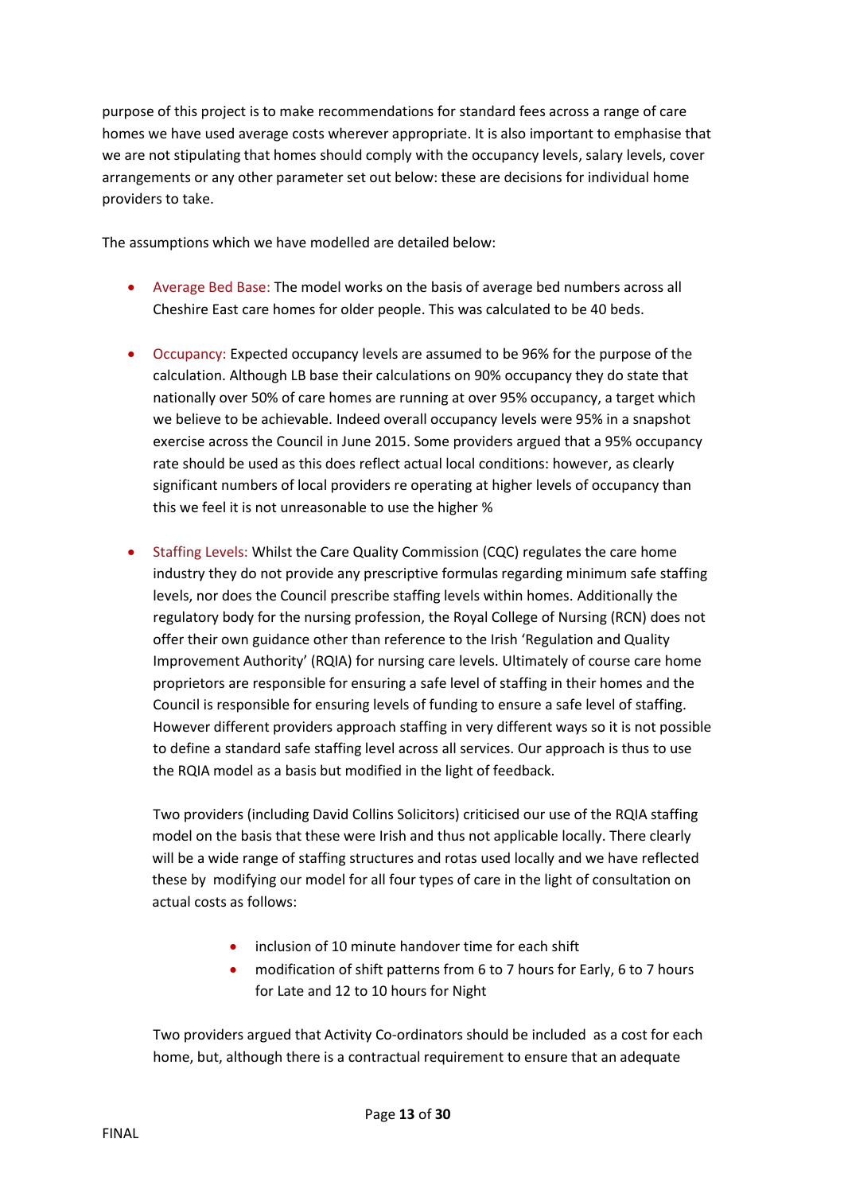purpose of this project is to make recommendations for standard fees across a range of care homes we have used average costs wherever appropriate. It is also important to emphasise that we are not stipulating that homes should comply with the occupancy levels, salary levels, cover arrangements or any other parameter set out below: these are decisions for individual home providers to take.

The assumptions which we have modelled are detailed below:

- Average Bed Base: The model works on the basis of average bed numbers across all Cheshire East care homes for older people. This was calculated to be 40 beds.

- Occupancy: Expected occupancy levels are assumed to be 96% for the purpose of the calculation. Although LB base their calculations on 90% occupancy they do state that nationally over 50% of care homes are running at over 95% occupancy, a target which we believe to be achievable. Indeed overall occupancy levels were 95% in a snapshot exercise across the Council in June 2015. Some providers argued that a 95% occupancy rate should be used as this does reflect actual local conditions: however, as clearly significant numbers of local providers re operating at higher levels of occupancy than this we feel it is not unreasonable to use the higher %

- Staffing Levels: Whilst the Care Quality Commission (CQC) regulates the care home industry they do not provide any prescriptive formulas regarding minimum safe staffing levels, nor does the Council prescribe staffing levels within homes. Additionally the regulatory body for the nursing profession, the Royal College of Nursing (RCN) does not offer their own guidance other than reference to the Irish 'Regulation and Quality Improvement Authority' (RQIA) for nursing care levels. Ultimately of course care home proprietors are responsible for ensuring a safe level of staffing in their homes and the Council is responsible for ensuring levels of funding to ensure a safe level of staffing. However different providers approach staffing in very different ways so it is not possible to define a standard safe staffing level across all services. Our approach is thus to use the RQIA model as a basis but modified in the light of feedback.

  Two providers (including David Collins Solicitors) criticised our use of the RQIA staffing model on the basis that these were Irish and thus not applicable locally. There clearly will be a wide range of staffing structures and rotas used locally and we have reflected these by modifying our model for all four types of care in the light of consultation on actual costs as follows:

  - inclusion of 10 minute handover time for each shift
  - modification of shift patterns from 6 to 7 hours for Early, 6 to 7 hours for Late and 12 to 10 hours for Night

  Two providers argued that Activity Co-ordinators should be included as a cost for each home, but, although there is a contractual requirement to ensure that an adequate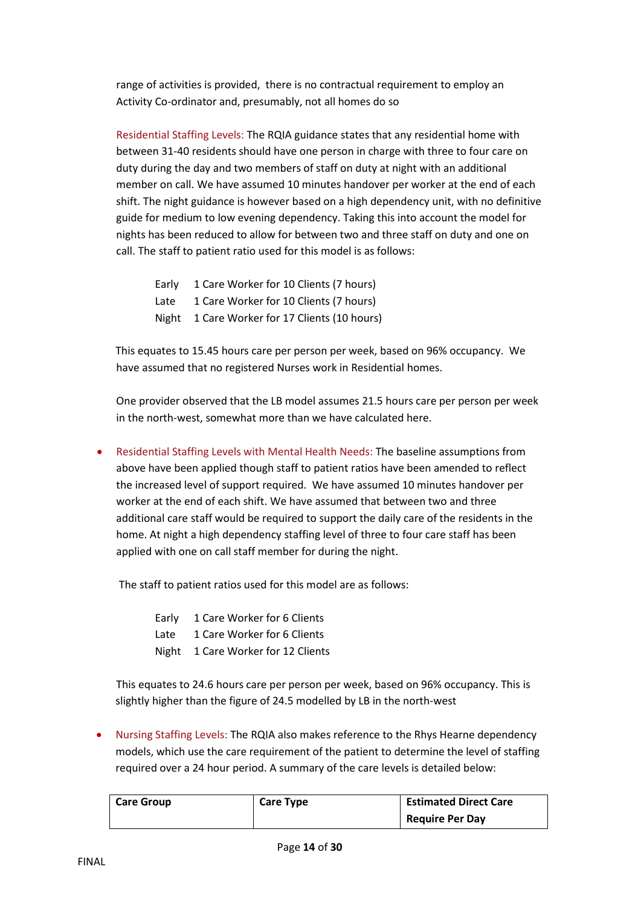range of activities is provided,  there is no contractual requirement to employ an Activity Co-ordinator and, presumably, not all homes do so

Residential Staffing Levels: The RQIA guidance states that any residential home with between 31-40 residents should have one person in charge with three to four care on duty during the day and two members of staff on duty at night with an additional member on call. We have assumed 10 minutes handover per worker at the end of each shift. The night guidance is however based on a high dependency unit, with no definitive guide for medium to low evening dependency. Taking this into account the model for nights has been reduced to allow for between two and three staff on duty and one on call. The staff to patient ratio used for this model is as follows:

Early    1 Care Worker for 10 Clients (7 hours)
Late     1 Care Worker for 10 Clients (7 hours)
Night    1 Care Worker for 17 Clients (10 hours)

This equates to 15.45 hours care per person per week, based on 96% occupancy.  We have assumed that no registered Nurses work in Residential homes.

One provider observed that the LB model assumes 21.5 hours care per person per week in the north-west, somewhat more than we have calculated here.

- Residential Staffing Levels with Mental Health Needs: The baseline assumptions from above have been applied though staff to patient ratios have been amended to reflect the increased level of support required.  We have assumed 10 minutes handover per worker at the end of each shift. We have assumed that between two and three additional care staff would be required to support the daily care of the residents in the home. At night a high dependency staffing level of three to four care staff has been applied with one on call staff member for during the night.

  The staff to patient ratios used for this model are as follows:

  Early    1 Care Worker for 6 Clients
  Late     1 Care Worker for 6 Clients
  Night    1 Care Worker for 12 Clients

  This equates to 24.6 hours care per person per week, based on 96% occupancy. This is slightly higher than the figure of 24.5 modelled by LB in the north-west

- Nursing Staffing Levels: The RQIA also makes reference to the Rhys Hearne dependency models, which use the care requirement of the patient to determine the level of staffing required over a 24 hour period. A summary of the care levels is detailed below:

| Care Group | Care Type | Estimated Direct Care Require Per Day |
|---|---|---|

FINAL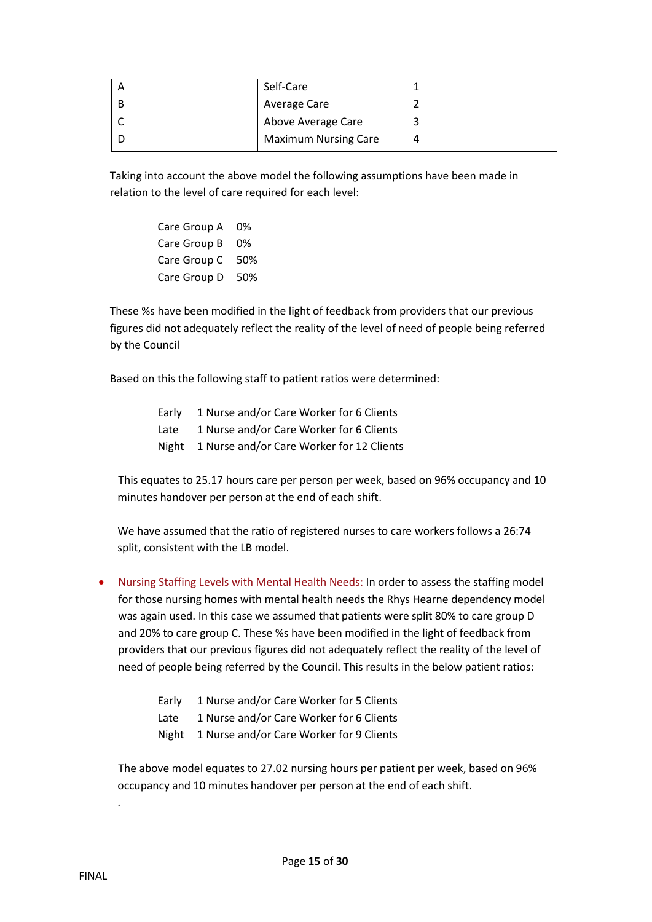| A | Self-Care | 1 |
|---|---|---|
| B | Average Care | 2 |
| C | Above Average Care | 3 |
| D | Maximum Nursing Care | 4 |

Taking into account the above model the following assumptions have been made in relation to the level of care required for each level:

Care Group A 0%
Care Group B 0%
Care Group C 50%
Care Group D 50%

These %s have been modified in the light of feedback from providers that our previous figures did not adequately reflect the reality of the level of need of people being referred by the Council

Based on this the following staff to patient ratios were determined:

Early 1 Nurse and/or Care Worker for 6 Clients
Late 1 Nurse and/or Care Worker for 6 Clients
Night 1 Nurse and/or Care Worker for 12 Clients

This equates to 25.17 hours care per person per week, based on 96% occupancy and 10 minutes handover per person at the end of each shift.

We have assumed that the ratio of registered nurses to care workers follows a 26:74 split, consistent with the LB model.

- Nursing Staffing Levels with Mental Health Needs: In order to assess the staffing model for those nursing homes with mental health needs the Rhys Hearne dependency model was again used. In this case we assumed that patients were split 80% to care group D and 20% to care group C. These %s have been modified in the light of feedback from providers that our previous figures did not adequately reflect the reality of the level of need of people being referred by the Council. This results in the below patient ratios:

Early 1 Nurse and/or Care Worker for 5 Clients
Late 1 Nurse and/or Care Worker for 6 Clients
Night 1 Nurse and/or Care Worker for 9 Clients

The above model equates to 27.02 nursing hours per patient per week, based on 96% occupancy and 10 minutes handover per person at the end of each shift.

.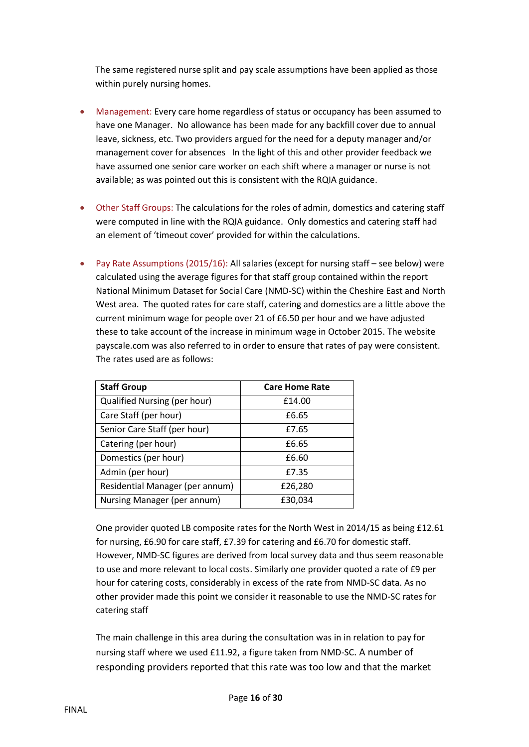The same registered nurse split and pay scale assumptions have been applied as those within purely nursing homes.

- Management: Every care home regardless of status or occupancy has been assumed to have one Manager. No allowance has been made for any backfill cover due to annual leave, sickness, etc. Two providers argued for the need for a deputy manager and/or management cover for absences In the light of this and other provider feedback we have assumed one senior care worker on each shift where a manager or nurse is not available; as was pointed out this is consistent with the RQIA guidance.

- Other Staff Groups: The calculations for the roles of admin, domestics and catering staff were computed in line with the RQIA guidance. Only domestics and catering staff had an element of 'timeout cover' provided for within the calculations.

- Pay Rate Assumptions (2015/16): All salaries (except for nursing staff – see below) were calculated using the average figures for that staff group contained within the report National Minimum Dataset for Social Care (NMD-SC) within the Cheshire East and North West area. The quoted rates for care staff, catering and domestics are a little above the current minimum wage for people over 21 of £6.50 per hour and we have adjusted these to take account of the increase in minimum wage in October 2015. The website payscale.com was also referred to in order to ensure that rates of pay were consistent. The rates used are as follows:

| Staff Group | Care Home Rate |
|---|---|
| Qualified Nursing (per hour) | £14.00 |
| Care Staff (per hour) | £6.65 |
| Senior Care Staff (per hour) | £7.65 |
| Catering (per hour) | £6.65 |
| Domestics (per hour) | £6.60 |
| Admin (per hour) | £7.35 |
| Residential Manager (per annum) | £26,280 |
| Nursing Manager (per annum) | £30,034 |

One provider quoted LB composite rates for the North West in 2014/15 as being £12.61 for nursing, £6.90 for care staff, £7.39 for catering and £6.70 for domestic staff. However, NMD-SC figures are derived from local survey data and thus seem reasonable to use and more relevant to local costs. Similarly one provider quoted a rate of £9 per hour for catering costs, considerably in excess of the rate from NMD-SC data. As no other provider made this point we consider it reasonable to use the NMD-SC rates for catering staff

The main challenge in this area during the consultation was in in relation to pay for nursing staff where we used £11.92, a figure taken from NMD-SC. A number of responding providers reported that this rate was too low and that the market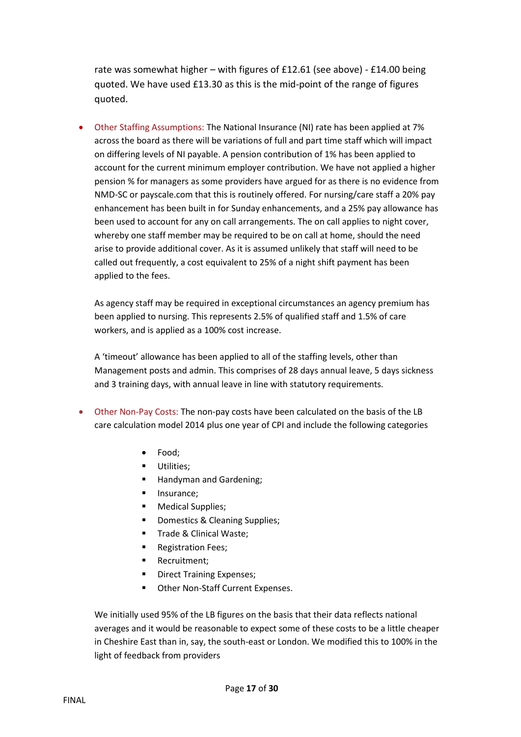rate was somewhat higher – with figures of £12.61 (see above) - £14.00 being quoted. We have used £13.30 as this is the mid-point of the range of figures quoted.

- Other Staffing Assumptions: The National Insurance (NI) rate has been applied at 7% across the board as there will be variations of full and part time staff which will impact on differing levels of NI payable. A pension contribution of 1% has been applied to account for the current minimum employer contribution. We have not applied a higher pension % for managers as some providers have argued for as there is no evidence from NMD-SC or payscale.com that this is routinely offered. For nursing/care staff a 20% pay enhancement has been built in for Sunday enhancements, and a 25% pay allowance has been used to account for any on call arrangements. The on call applies to night cover, whereby one staff member may be required to be on call at home, should the need arise to provide additional cover. As it is assumed unlikely that staff will need to be called out frequently, a cost equivalent to 25% of a night shift payment has been applied to the fees.

  As agency staff may be required in exceptional circumstances an agency premium has been applied to nursing. This represents 2.5% of qualified staff and 1.5% of care workers, and is applied as a 100% cost increase.

  A 'timeout' allowance has been applied to all of the staffing levels, other than Management posts and admin. This comprises of 28 days annual leave, 5 days sickness and 3 training days, with annual leave in line with statutory requirements.

- Other Non-Pay Costs: The non-pay costs have been calculated on the basis of the LB care calculation model 2014 plus one year of CPI and include the following categories

  - Food;
  - Utilities;
  - Handyman and Gardening;
  - Insurance;
  - Medical Supplies;
  - Domestics & Cleaning Supplies;
  - Trade & Clinical Waste;
  - Registration Fees;
  - Recruitment;
  - Direct Training Expenses;
  - Other Non-Staff Current Expenses.

  We initially used 95% of the LB figures on the basis that their data reflects national averages and it would be reasonable to expect some of these costs to be a little cheaper in Cheshire East than in, say, the south-east or London. We modified this to 100% in the light of feedback from providers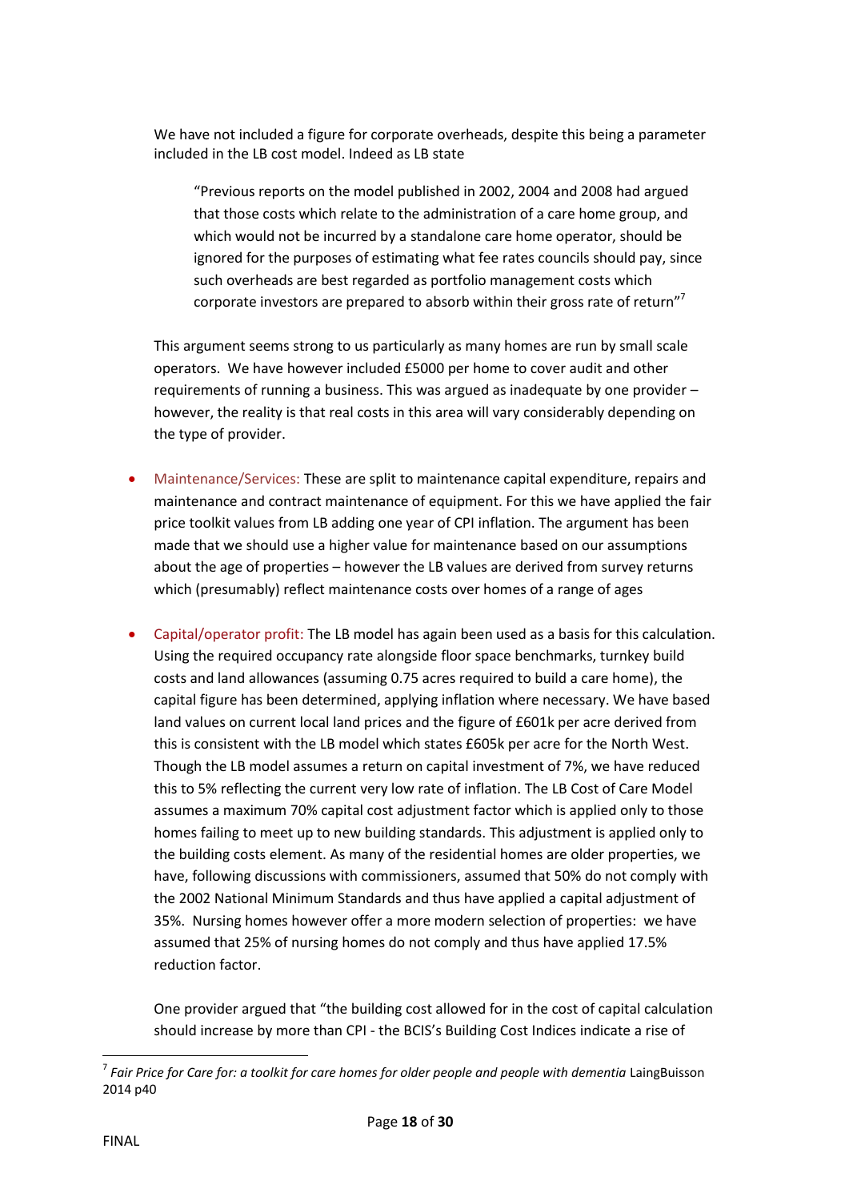We have not included a figure for corporate overheads, despite this being a parameter included in the LB cost model. Indeed as LB state

> "Previous reports on the model published in 2002, 2004 and 2008 had argued that those costs which relate to the administration of a care home group, and which would not be incurred by a standalone care home operator, should be ignored for the purposes of estimating what fee rates councils should pay, since such overheads are best regarded as portfolio management costs which corporate investors are prepared to absorb within their gross rate of return"[7]

This argument seems strong to us particularly as many homes are run by small scale operators. We have however included £5000 per home to cover audit and other requirements of running a business. This was argued as inadequate by one provider – however, the reality is that real costs in this area will vary considerably depending on the type of provider.

- Maintenance/Services: These are split to maintenance capital expenditure, repairs and maintenance and contract maintenance of equipment. For this we have applied the fair price toolkit values from LB adding one year of CPI inflation. The argument has been made that we should use a higher value for maintenance based on our assumptions about the age of properties – however the LB values are derived from survey returns which (presumably) reflect maintenance costs over homes of a range of ages

- Capital/operator profit: The LB model has again been used as a basis for this calculation. Using the required occupancy rate alongside floor space benchmarks, turnkey build costs and land allowances (assuming 0.75 acres required to build a care home), the capital figure has been determined, applying inflation where necessary. We have based land values on current local land prices and the figure of £601k per acre derived from this is consistent with the LB model which states £605k per acre for the North West. Though the LB model assumes a return on capital investment of 7%, we have reduced this to 5% reflecting the current very low rate of inflation. The LB Cost of Care Model assumes a maximum 70% capital cost adjustment factor which is applied only to those homes failing to meet up to new building standards. This adjustment is applied only to the building costs element. As many of the residential homes are older properties, we have, following discussions with commissioners, assumed that 50% do not comply with the 2002 National Minimum Standards and thus have applied a capital adjustment of 35%. Nursing homes however offer a more modern selection of properties: we have assumed that 25% of nursing homes do not comply and thus have applied 17.5% reduction factor.

  One provider argued that "the building cost allowed for in the cost of capital calculation should increase by more than CPI - the BCIS's Building Cost Indices indicate a rise of

---

[7] *Fair Price for Care for: a toolkit for care homes for older people and people with dementia* LaingBuisson 2014 p40

FINAL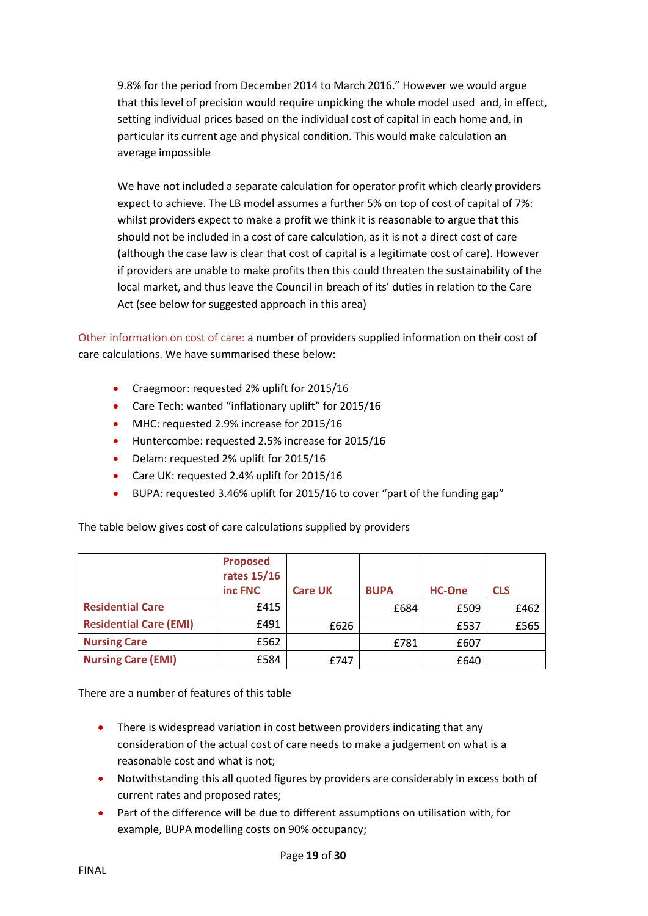9.8% for the period from December 2014 to March 2016." However we would argue that this level of precision would require unpicking the whole model used and, in effect, setting individual prices based on the individual cost of capital in each home and, in particular its current age and physical condition. This would make calculation an average impossible

We have not included a separate calculation for operator profit which clearly providers expect to achieve. The LB model assumes a further 5% on top of cost of capital of 7%: whilst providers expect to make a profit we think it is reasonable to argue that this should not be included in a cost of care calculation, as it is not a direct cost of care (although the case law is clear that cost of capital is a legitimate cost of care). However if providers are unable to make profits then this could threaten the sustainability of the local market, and thus leave the Council in breach of its' duties in relation to the Care Act (see below for suggested approach in this area)

Other information on cost of care: a number of providers supplied information on their cost of care calculations. We have summarised these below:

- Craegmoor: requested 2% uplift for 2015/16
- Care Tech: wanted "inflationary uplift" for 2015/16
- MHC: requested 2.9% increase for 2015/16
- Huntercombe: requested 2.5% increase for 2015/16
- Delam: requested 2% uplift for 2015/16
- Care UK: requested 2.4% uplift for 2015/16
- BUPA: requested 3.46% uplift for 2015/16 to cover "part of the funding gap"

The table below gives cost of care calculations supplied by providers

| | Proposed rates 15/16 inc FNC | Care UK | BUPA | HC-One | CLS |
|---|---|---|---|---|---|
| **Residential Care** | £415 | | £684 | £509 | £462 |
| **Residential Care (EMI)** | £491 | £626 | | £537 | £565 |
| **Nursing Care** | £562 | | £781 | £607 | |
| **Nursing Care (EMI)** | £584 | £747 | | £640 | |

There are a number of features of this table

- There is widespread variation in cost between providers indicating that any consideration of the actual cost of care needs to make a judgement on what is a reasonable cost and what is not;
- Notwithstanding this all quoted figures by providers are considerably in excess both of current rates and proposed rates;
- Part of the difference will be due to different assumptions on utilisation with, for example, BUPA modelling costs on 90% occupancy;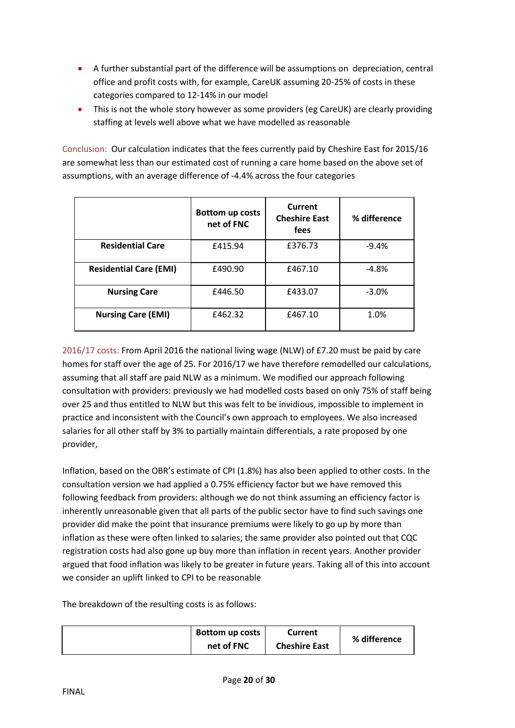- A further substantial part of the difference will be assumptions on depreciation, central office and profit costs with, for example, CareUK assuming 20-25% of costs in these categories compared to 12-14% in our model
- This is not the whole story however as some providers (eg CareUK) are clearly providing staffing at levels well above what we have modelled as reasonable

Conclusion: Our calculation indicates that the fees currently paid by Cheshire East for 2015/16 are somewhat less than our estimated cost of running a care home based on the above set of assumptions, with an average difference of -4.4% across the four categories

| | Bottom up costs net of FNC | Current Cheshire East fees | % difference |
|---|---|---|---|
| **Residential Care** | £415.94 | £376.73 | -9.4% |
| **Residential Care (EMI)** | £490.90 | £467.10 | -4.8% |
| **Nursing Care** | £446.50 | £433.07 | -3.0% |
| **Nursing Care (EMI)** | £462.32 | £467.10 | 1.0% |

2016/17 costs: From April 2016 the national living wage (NLW) of £7.20 must be paid by care homes for staff over the age of 25. For 2016/17 we have therefore remodelled our calculations, assuming that all staff are paid NLW as a minimum. We modified our approach following consultation with providers: previously we had modelled costs based on only 75% of staff being over 25 and thus entitled to NLW but this was felt to be invidious, impossible to implement in practice and inconsistent with the Council's own approach to employees. We also increased salaries for all other staff by 3% to partially maintain differentials, a rate proposed by one provider,

Inflation, based on the OBR's estimate of CPI (1.8%) has also been applied to other costs. In the consultation version we had applied a 0.75% efficiency factor but we have removed this following feedback from providers: although we do not think assuming an efficiency factor is inherently unreasonable given that all parts of the public sector have to find such savings one provider did make the point that insurance premiums were likely to go up by more than inflation as these were often linked to salaries; the same provider also pointed out that CQC registration costs had also gone up buy more than inflation in recent years. Another provider argued that food inflation was likely to be greater in future years. Taking all of this into account we consider an uplift linked to CPI to be reasonable

The breakdown of the resulting costs is as follows:

| | Bottom up costs net of FNC | Current Cheshire East | % difference |
|---|---|---|---|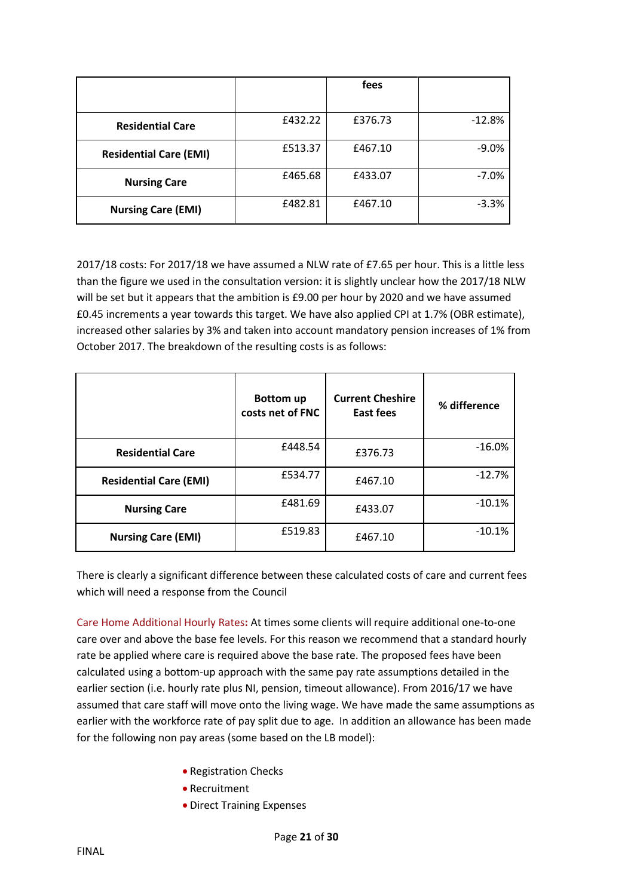| | | fees | |
|---|---|---|---|
| **Residential Care** | £432.22 | £376.73 | -12.8% |
| **Residential Care (EMI)** | £513.37 | £467.10 | -9.0% |
| **Nursing Care** | £465.68 | £433.07 | -7.0% |
| **Nursing Care (EMI)** | £482.81 | £467.10 | -3.3% |

2017/18 costs: For 2017/18 we have assumed a NLW rate of £7.65 per hour. This is a little less than the figure we used in the consultation version: it is slightly unclear how the 2017/18 NLW will be set but it appears that the ambition is £9.00 per hour by 2020 and we have assumed £0.45 increments a year towards this target. We have also applied CPI at 1.7% (OBR estimate), increased other salaries by 3% and taken into account mandatory pension increases of 1% from October 2017. The breakdown of the resulting costs is as follows:

| | **Bottom up costs net of FNC** | **Current Cheshire East fees** | **% difference** |
|---|---|---|---|
| **Residential Care** | £448.54 | £376.73 | -16.0% |
| **Residential Care (EMI)** | £534.77 | £467.10 | -12.7% |
| **Nursing Care** | £481.69 | £433.07 | -10.1% |
| **Nursing Care (EMI)** | £519.83 | £467.10 | -10.1% |

There is clearly a significant difference between these calculated costs of care and current fees which will need a response from the Council

Care Home Additional Hourly Rates**:** At times some clients will require additional one-to-one care over and above the base fee levels. For this reason we recommend that a standard hourly rate be applied where care is required above the base rate. The proposed fees have been calculated using a bottom-up approach with the same pay rate assumptions detailed in the earlier section (i.e. hourly rate plus NI, pension, timeout allowance). From 2016/17 we have assumed that care staff will move onto the living wage. We have made the same assumptions as earlier with the workforce rate of pay split due to age. In addition an allowance has been made for the following non pay areas (some based on the LB model):

- Registration Checks
- Recruitment
- Direct Training Expenses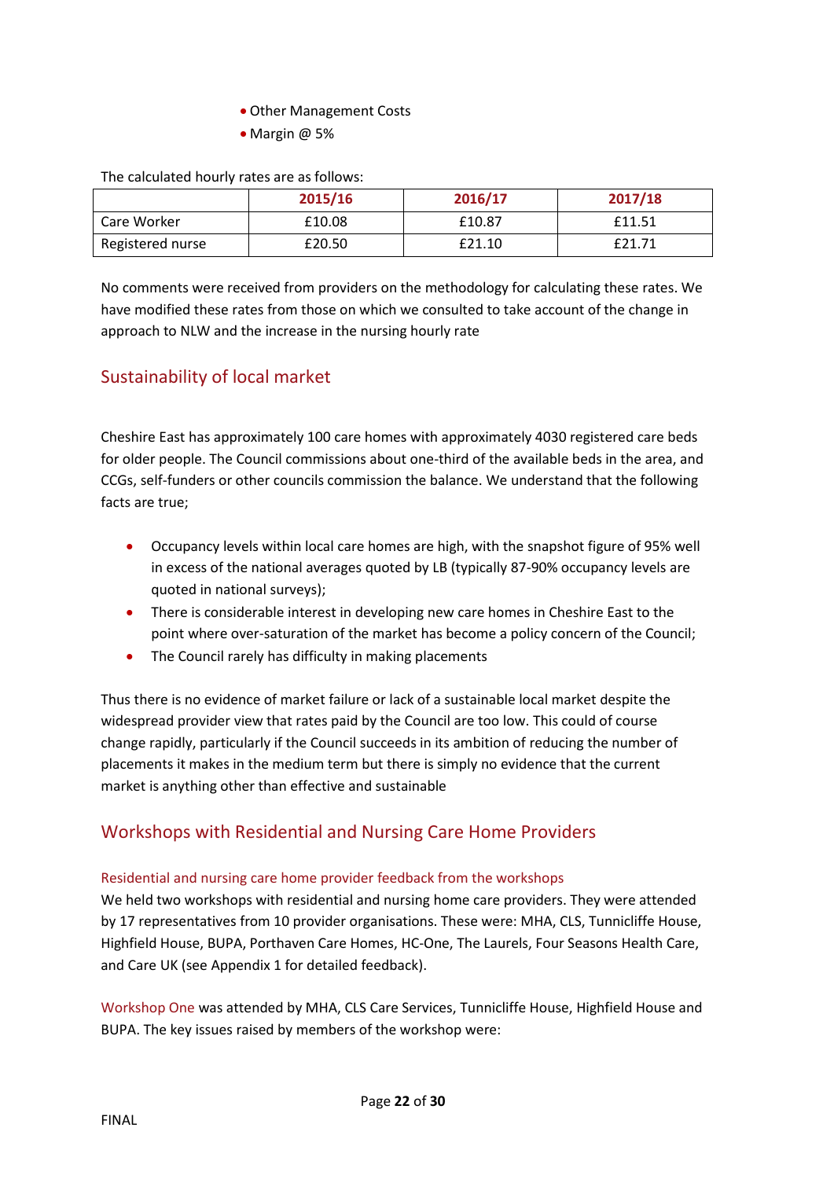- Other Management Costs
- Margin @ 5%

The calculated hourly rates are as follows:

| | 2015/16 | 2016/17 | 2017/18 |
|---|---|---|---|
| Care Worker | £10.08 | £10.87 | £11.51 |
| Registered nurse | £20.50 | £21.10 | £21.71 |

No comments were received from providers on the methodology for calculating these rates. We have modified these rates from those on which we consulted to take account of the change in approach to NLW and the increase in the nursing hourly rate

## Sustainability of local market

Cheshire East has approximately 100 care homes with approximately 4030 registered care beds for older people. The Council commissions about one-third of the available beds in the area, and CCGs, self-funders or other councils commission the balance. We understand that the following facts are true;

- Occupancy levels within local care homes are high, with the snapshot figure of 95% well in excess of the national averages quoted by LB (typically 87-90% occupancy levels are quoted in national surveys);
- There is considerable interest in developing new care homes in Cheshire East to the point where over-saturation of the market has become a policy concern of the Council;
- The Council rarely has difficulty in making placements

Thus there is no evidence of market failure or lack of a sustainable local market despite the widespread provider view that rates paid by the Council are too low. This could of course change rapidly, particularly if the Council succeeds in its ambition of reducing the number of placements it makes in the medium term but there is simply no evidence that the current market is anything other than effective and sustainable

## Workshops with Residential and Nursing Care Home Providers

### Residential and nursing care home provider feedback from the workshops

We held two workshops with residential and nursing home care providers. They were attended by 17 representatives from 10 provider organisations. These were: MHA, CLS, Tunnicliffe House, Highfield House, BUPA, Porthaven Care Homes, HC-One, The Laurels, Four Seasons Health Care, and Care UK (see Appendix 1 for detailed feedback).

Workshop One was attended by MHA, CLS Care Services, Tunnicliffe House, Highfield House and BUPA. The key issues raised by members of the workshop were: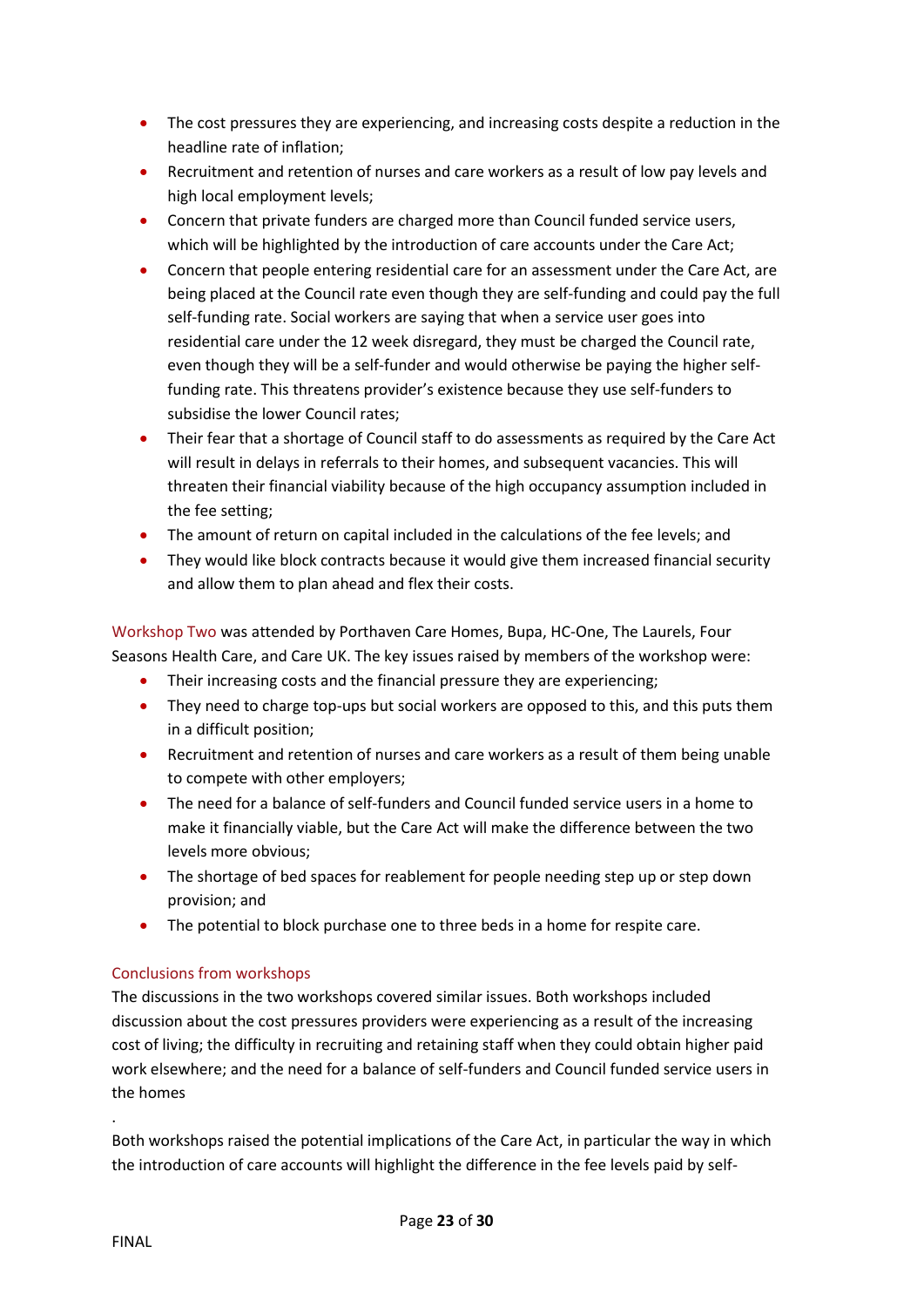- The cost pressures they are experiencing, and increasing costs despite a reduction in the headline rate of inflation;
- Recruitment and retention of nurses and care workers as a result of low pay levels and high local employment levels;
- Concern that private funders are charged more than Council funded service users, which will be highlighted by the introduction of care accounts under the Care Act;
- Concern that people entering residential care for an assessment under the Care Act, are being placed at the Council rate even though they are self-funding and could pay the full self-funding rate. Social workers are saying that when a service user goes into residential care under the 12 week disregard, they must be charged the Council rate, even though they will be a self-funder and would otherwise be paying the higher self-funding rate. This threatens provider's existence because they use self-funders to subsidise the lower Council rates;
- Their fear that a shortage of Council staff to do assessments as required by the Care Act will result in delays in referrals to their homes, and subsequent vacancies. This will threaten their financial viability because of the high occupancy assumption included in the fee setting;
- The amount of return on capital included in the calculations of the fee levels; and
- They would like block contracts because it would give them increased financial security and allow them to plan ahead and flex their costs.

Workshop Two was attended by Porthaven Care Homes, Bupa, HC-One, The Laurels, Four Seasons Health Care, and Care UK. The key issues raised by members of the workshop were:

- Their increasing costs and the financial pressure they are experiencing;
- They need to charge top-ups but social workers are opposed to this, and this puts them in a difficult position;
- Recruitment and retention of nurses and care workers as a result of them being unable to compete with other employers;
- The need for a balance of self-funders and Council funded service users in a home to make it financially viable, but the Care Act will make the difference between the two levels more obvious;
- The shortage of bed spaces for reablement for people needing step up or step down provision; and
- The potential to block purchase one to three beds in a home for respite care.

### Conclusions from workshops

The discussions in the two workshops covered similar issues. Both workshops included discussion about the cost pressures providers were experiencing as a result of the increasing cost of living; the difficulty in recruiting and retaining staff when they could obtain higher paid work elsewhere; and the need for a balance of self-funders and Council funded service users in the homes

.

Both workshops raised the potential implications of the Care Act, in particular the way in which the introduction of care accounts will highlight the difference in the fee levels paid by self-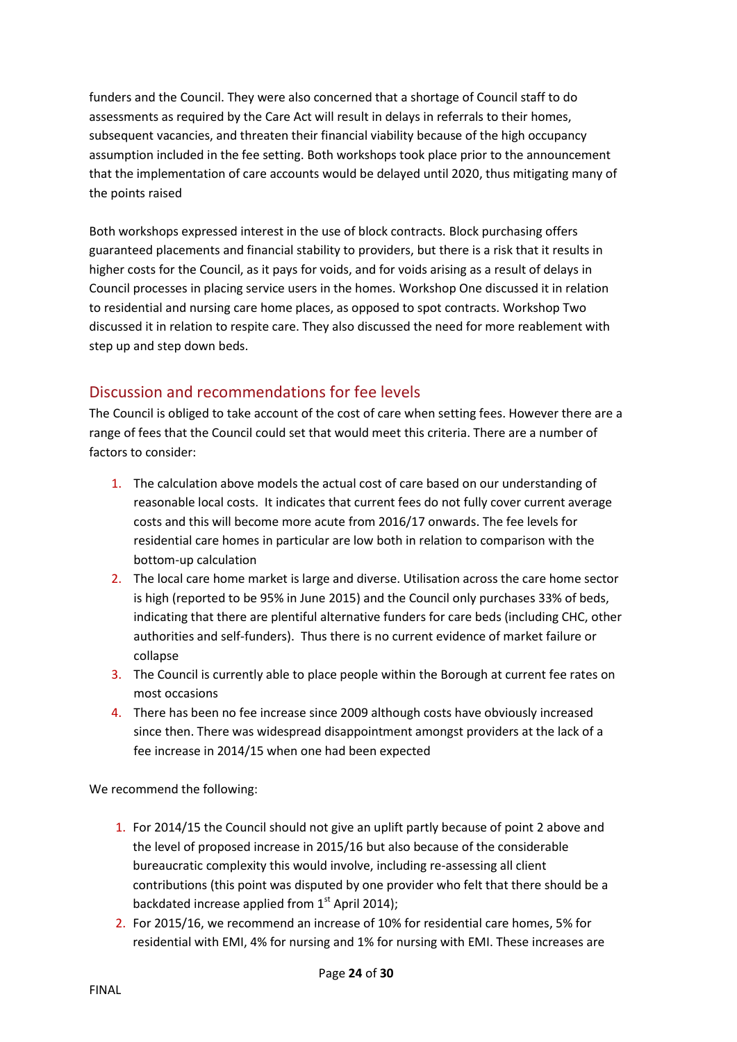funders and the Council. They were also concerned that a shortage of Council staff to do assessments as required by the Care Act will result in delays in referrals to their homes, subsequent vacancies, and threaten their financial viability because of the high occupancy assumption included in the fee setting. Both workshops took place prior to the announcement that the implementation of care accounts would be delayed until 2020, thus mitigating many of the points raised

Both workshops expressed interest in the use of block contracts. Block purchasing offers guaranteed placements and financial stability to providers, but there is a risk that it results in higher costs for the Council, as it pays for voids, and for voids arising as a result of delays in Council processes in placing service users in the homes. Workshop One discussed it in relation to residential and nursing care home places, as opposed to spot contracts. Workshop Two discussed it in relation to respite care. They also discussed the need for more reablement with step up and step down beds.

## Discussion and recommendations for fee levels

The Council is obliged to take account of the cost of care when setting fees. However there are a range of fees that the Council could set that would meet this criteria. There are a number of factors to consider:

1. The calculation above models the actual cost of care based on our understanding of reasonable local costs. It indicates that current fees do not fully cover current average costs and this will become more acute from 2016/17 onwards. The fee levels for residential care homes in particular are low both in relation to comparison with the bottom-up calculation
2. The local care home market is large and diverse. Utilisation across the care home sector is high (reported to be 95% in June 2015) and the Council only purchases 33% of beds, indicating that there are plentiful alternative funders for care beds (including CHC, other authorities and self-funders). Thus there is no current evidence of market failure or collapse
3. The Council is currently able to place people within the Borough at current fee rates on most occasions
4. There has been no fee increase since 2009 although costs have obviously increased since then. There was widespread disappointment amongst providers at the lack of a fee increase in 2014/15 when one had been expected

We recommend the following:

1. For 2014/15 the Council should not give an uplift partly because of point 2 above and the level of proposed increase in 2015/16 but also because of the considerable bureaucratic complexity this would involve, including re-assessing all client contributions (this point was disputed by one provider who felt that there should be a backdated increase applied from 1st April 2014);
2. For 2015/16, we recommend an increase of 10% for residential care homes, 5% for residential with EMI, 4% for nursing and 1% for nursing with EMI. These increases are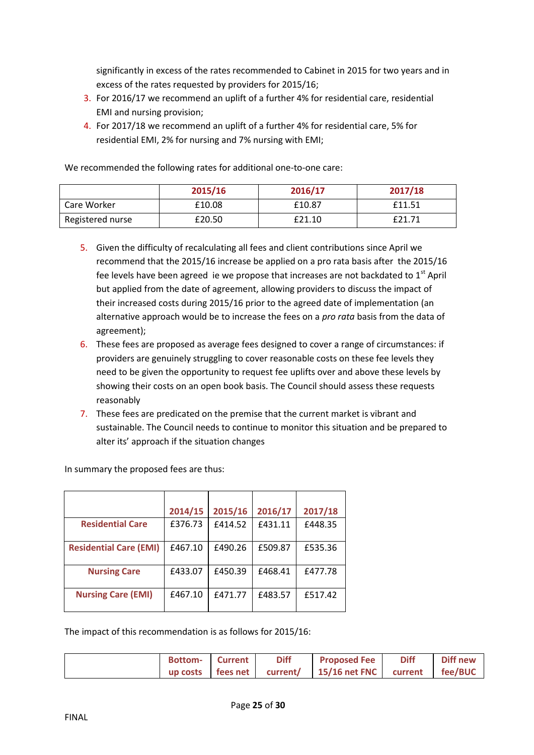significantly in excess of the rates recommended to Cabinet in 2015 for two years and in excess of the rates requested by providers for 2015/16;

3. For 2016/17 we recommend an uplift of a further 4% for residential care, residential EMI and nursing provision;
4. For 2017/18 we recommend an uplift of a further 4% for residential care, 5% for residential EMI, 2% for nursing and 7% nursing with EMI;

We recommended the following rates for additional one-to-one care:

| | 2015/16 | 2016/17 | 2017/18 |
|---|---|---|---|
| Care Worker | £10.08 | £10.87 | £11.51 |
| Registered nurse | £20.50 | £21.10 | £21.71 |

5. Given the difficulty of recalculating all fees and client contributions since April we recommend that the 2015/16 increase be applied on a pro rata basis after the 2015/16 fee levels have been agreed ie we propose that increases are not backdated to 1st April but applied from the date of agreement, allowing providers to discuss the impact of their increased costs during 2015/16 prior to the agreed date of implementation (an alternative approach would be to increase the fees on a *pro rata* basis from the data of agreement);
6. These fees are proposed as average fees designed to cover a range of circumstances: if providers are genuinely struggling to cover reasonable costs on these fee levels they need to be given the opportunity to request fee uplifts over and above these levels by showing their costs on an open book basis. The Council should assess these requests reasonably
7. These fees are predicated on the premise that the current market is vibrant and sustainable. The Council needs to continue to monitor this situation and be prepared to alter its' approach if the situation changes

In summary the proposed fees are thus:

| | 2014/15 | 2015/16 | 2016/17 | 2017/18 |
|---|---|---|---|---|
| **Residential Care** | £376.73 | £414.52 | £431.11 | £448.35 |
| **Residential Care (EMI)** | £467.10 | £490.26 | £509.87 | £535.36 |
| **Nursing Care** | £433.07 | £450.39 | £468.41 | £477.78 |
| **Nursing Care (EMI)** | £467.10 | £471.77 | £483.57 | £517.42 |

The impact of this recommendation is as follows for 2015/16:

| | Bottom-up costs | Current fees net | Diff current/ | Proposed Fee 15/16 net FNC | Diff current | Diff new fee/BUC |
|---|---|---|---|---|---|---|

FINAL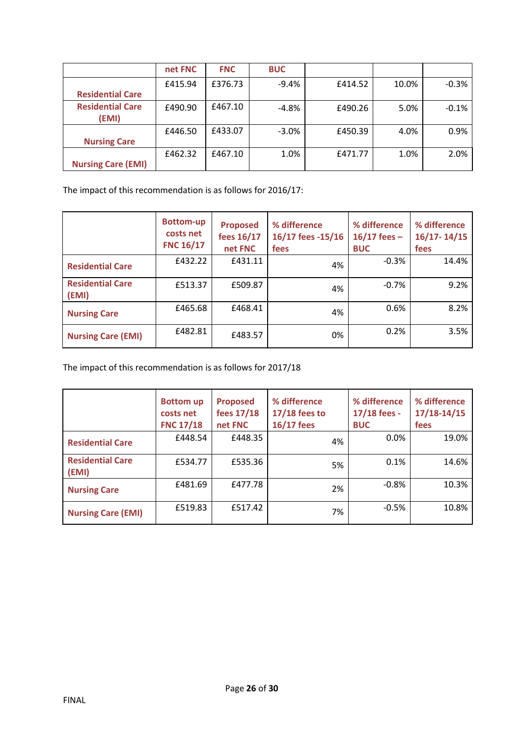| | net FNC | FNC | BUC | | | |
|---|---|---|---|---|---|---|
| Residential Care | £415.94 | £376.73 | -9.4% | £414.52 | 10.0% | -0.3% |
| Residential Care (EMI) | £490.90 | £467.10 | -4.8% | £490.26 | 5.0% | -0.1% |
| Nursing Care | £446.50 | £433.07 | -3.0% | £450.39 | 4.0% | 0.9% |
| Nursing Care (EMI) | £462.32 | £467.10 | 1.0% | £471.77 | 1.0% | 2.0% |

The impact of this recommendation is as follows for 2016/17:

| | Bottom-up costs net FNC 16/17 | Proposed fees 16/17 net FNC | % difference 16/17 fees -15/16 fees | % difference 16/17 fees – BUC | % difference 16/17- 14/15 fees |
|---|---|---|---|---|---|
| Residential Care | £432.22 | £431.11 | 4% | -0.3% | 14.4% |
| Residential Care (EMI) | £513.37 | £509.87 | 4% | -0.7% | 9.2% |
| Nursing Care | £465.68 | £468.41 | 4% | 0.6% | 8.2% |
| Nursing Care (EMI) | £482.81 | £483.57 | 0% | 0.2% | 3.5% |

The impact of this recommendation is as follows for 2017/18

| | Bottom up costs net FNC 17/18 | Proposed fees 17/18 net FNC | % difference 17/18 fees to 16/17 fees | % difference 17/18 fees - BUC | % difference 17/18-14/15 fees |
|---|---|---|---|---|---|
| Residential Care | £448.54 | £448.35 | 4% | 0.0% | 19.0% |
| Residential Care (EMI) | £534.77 | £535.36 | 5% | 0.1% | 14.6% |
| Nursing Care | £481.69 | £477.78 | 2% | -0.8% | 10.3% |
| Nursing Care (EMI) | £519.83 | £517.42 | 7% | -0.5% | 10.8% |

FINAL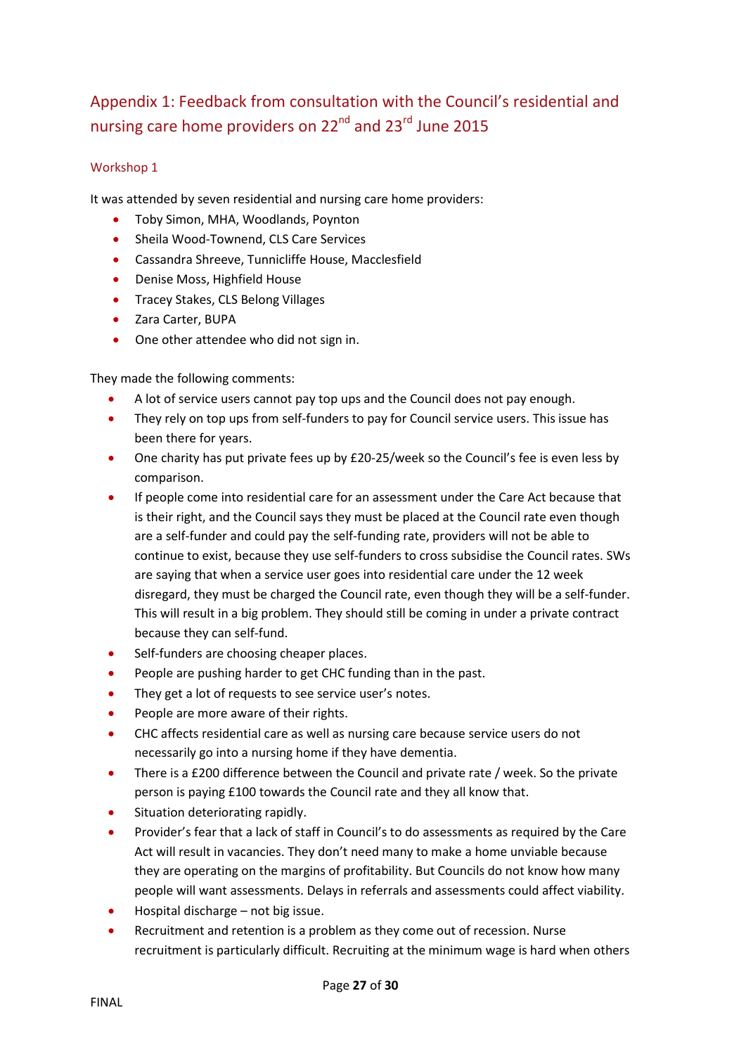## Appendix 1: Feedback from consultation with the Council's residential and nursing care home providers on 22nd and 23rd June 2015

### Workshop 1

It was attended by seven residential and nursing care home providers:

- Toby Simon, MHA, Woodlands, Poynton
- Sheila Wood-Townend, CLS Care Services
- Cassandra Shreeve, Tunnicliffe House, Macclesfield
- Denise Moss, Highfield House
- Tracey Stakes, CLS Belong Villages
- Zara Carter, BUPA
- One other attendee who did not sign in.

They made the following comments:

- A lot of service users cannot pay top ups and the Council does not pay enough.
- They rely on top ups from self-funders to pay for Council service users. This issue has been there for years.
- One charity has put private fees up by £20-25/week so the Council's fee is even less by comparison.
- If people come into residential care for an assessment under the Care Act because that is their right, and the Council says they must be placed at the Council rate even though are a self-funder and could pay the self-funding rate, providers will not be able to continue to exist, because they use self-funders to cross subsidise the Council rates. SWs are saying that when a service user goes into residential care under the 12 week disregard, they must be charged the Council rate, even though they will be a self-funder. This will result in a big problem. They should still be coming in under a private contract because they can self-fund.
- Self-funders are choosing cheaper places.
- People are pushing harder to get CHC funding than in the past.
- They get a lot of requests to see service user's notes.
- People are more aware of their rights.
- CHC affects residential care as well as nursing care because service users do not necessarily go into a nursing home if they have dementia.
- There is a £200 difference between the Council and private rate / week. So the private person is paying £100 towards the Council rate and they all know that.
- Situation deteriorating rapidly.
- Provider's fear that a lack of staff in Council's to do assessments as required by the Care Act will result in vacancies. They don't need many to make a home unviable because they are operating on the margins of profitability. But Councils do not know how many people will want assessments. Delays in referrals and assessments could affect viability.
- Hospital discharge – not big issue.
- Recruitment and retention is a problem as they come out of recession. Nurse recruitment is particularly difficult. Recruiting at the minimum wage is hard when others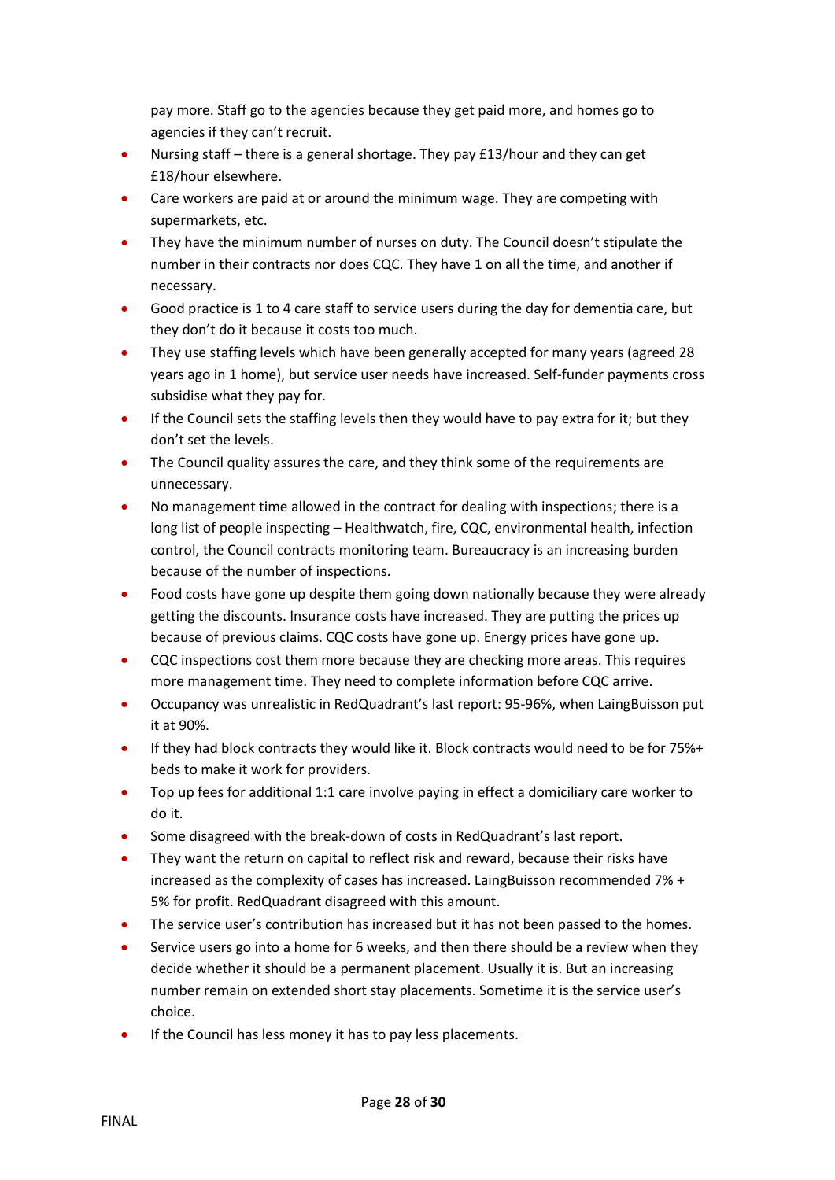pay more. Staff go to the agencies because they get paid more, and homes go to agencies if they can't recruit.

- Nursing staff – there is a general shortage. They pay £13/hour and they can get £18/hour elsewhere.
- Care workers are paid at or around the minimum wage. They are competing with supermarkets, etc.
- They have the minimum number of nurses on duty. The Council doesn't stipulate the number in their contracts nor does CQC. They have 1 on all the time, and another if necessary.
- Good practice is 1 to 4 care staff to service users during the day for dementia care, but they don't do it because it costs too much.
- They use staffing levels which have been generally accepted for many years (agreed 28 years ago in 1 home), but service user needs have increased. Self-funder payments cross subsidise what they pay for.
- If the Council sets the staffing levels then they would have to pay extra for it; but they don't set the levels.
- The Council quality assures the care, and they think some of the requirements are unnecessary.
- No management time allowed in the contract for dealing with inspections; there is a long list of people inspecting – Healthwatch, fire, CQC, environmental health, infection control, the Council contracts monitoring team. Bureaucracy is an increasing burden because of the number of inspections.
- Food costs have gone up despite them going down nationally because they were already getting the discounts. Insurance costs have increased. They are putting the prices up because of previous claims. CQC costs have gone up. Energy prices have gone up.
- CQC inspections cost them more because they are checking more areas. This requires more management time. They need to complete information before CQC arrive.
- Occupancy was unrealistic in RedQuadrant's last report: 95-96%, when LaingBuisson put it at 90%.
- If they had block contracts they would like it. Block contracts would need to be for 75%+ beds to make it work for providers.
- Top up fees for additional 1:1 care involve paying in effect a domiciliary care worker to do it.
- Some disagreed with the break-down of costs in RedQuadrant's last report.
- They want the return on capital to reflect risk and reward, because their risks have increased as the complexity of cases has increased. LaingBuisson recommended 7% + 5% for profit. RedQuadrant disagreed with this amount.
- The service user's contribution has increased but it has not been passed to the homes.
- Service users go into a home for 6 weeks, and then there should be a review when they decide whether it should be a permanent placement. Usually it is. But an increasing number remain on extended short stay placements. Sometime it is the service user's choice.
- If the Council has less money it has to pay less placements.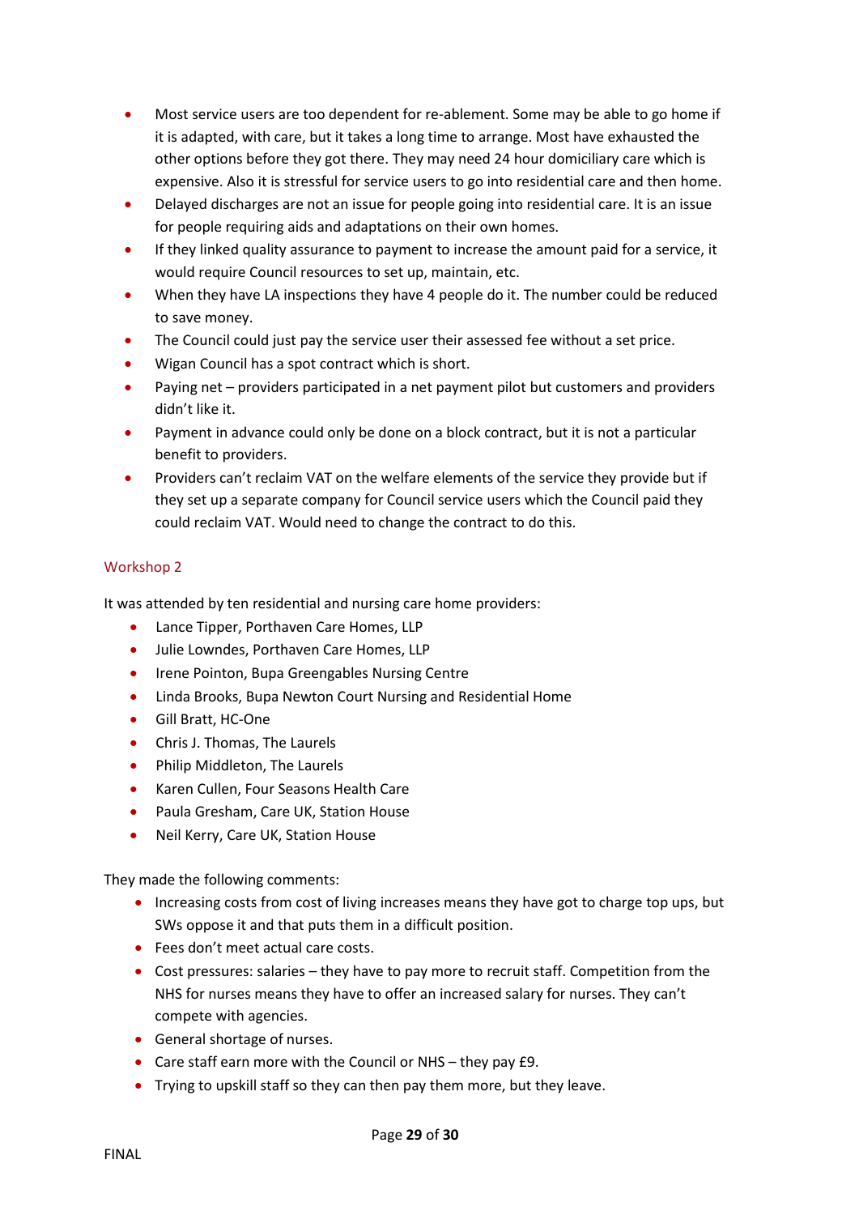- Most service users are too dependent for re-ablement. Some may be able to go home if it is adapted, with care, but it takes a long time to arrange. Most have exhausted the other options before they got there. They may need 24 hour domiciliary care which is expensive. Also it is stressful for service users to go into residential care and then home.
- Delayed discharges are not an issue for people going into residential care. It is an issue for people requiring aids and adaptations on their own homes.
- If they linked quality assurance to payment to increase the amount paid for a service, it would require Council resources to set up, maintain, etc.
- When they have LA inspections they have 4 people do it. The number could be reduced to save money.
- The Council could just pay the service user their assessed fee without a set price.
- Wigan Council has a spot contract which is short.
- Paying net – providers participated in a net payment pilot but customers and providers didn't like it.
- Payment in advance could only be done on a block contract, but it is not a particular benefit to providers.
- Providers can't reclaim VAT on the welfare elements of the service they provide but if they set up a separate company for Council service users which the Council paid they could reclaim VAT. Would need to change the contract to do this.

### Workshop 2

It was attended by ten residential and nursing care home providers:

- Lance Tipper, Porthaven Care Homes, LLP
- Julie Lowndes, Porthaven Care Homes, LLP
- Irene Pointon, Bupa Greengables Nursing Centre
- Linda Brooks, Bupa Newton Court Nursing and Residential Home
- Gill Bratt, HC-One
- Chris J. Thomas, The Laurels
- Philip Middleton, The Laurels
- Karen Cullen, Four Seasons Health Care
- Paula Gresham, Care UK, Station House
- Neil Kerry, Care UK, Station House

They made the following comments:

- Increasing costs from cost of living increases means they have got to charge top ups, but SWs oppose it and that puts them in a difficult position.
- Fees don't meet actual care costs.
- Cost pressures: salaries – they have to pay more to recruit staff. Competition from the NHS for nurses means they have to offer an increased salary for nurses. They can't compete with agencies.
- General shortage of nurses.
- Care staff earn more with the Council or NHS – they pay £9.
- Trying to upskill staff so they can then pay them more, but they leave.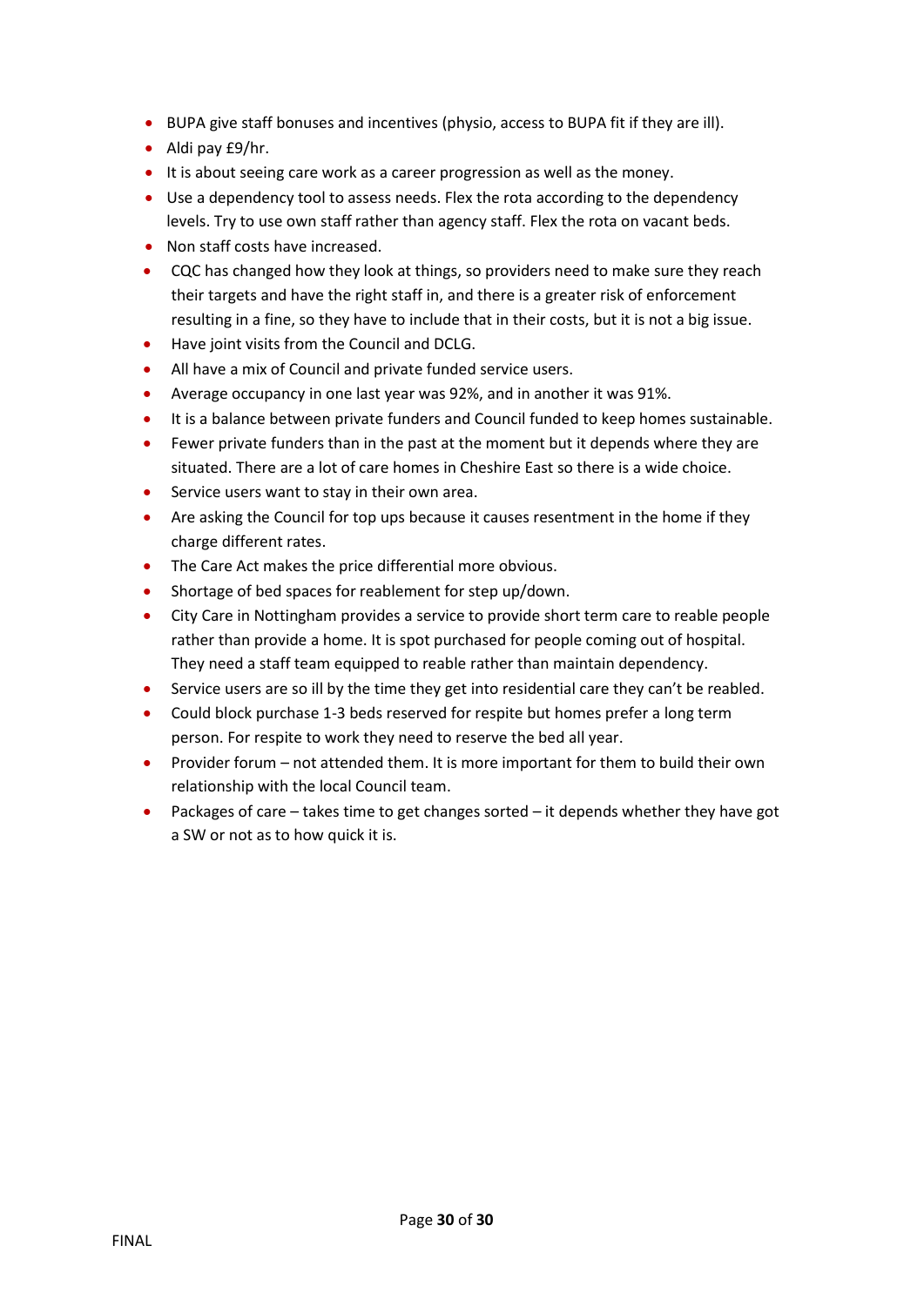- BUPA give staff bonuses and incentives (physio, access to BUPA fit if they are ill).
- Aldi pay £9/hr.
- It is about seeing care work as a career progression as well as the money.
- Use a dependency tool to assess needs. Flex the rota according to the dependency levels. Try to use own staff rather than agency staff. Flex the rota on vacant beds.
- Non staff costs have increased.
- CQC has changed how they look at things, so providers need to make sure they reach their targets and have the right staff in, and there is a greater risk of enforcement resulting in a fine, so they have to include that in their costs, but it is not a big issue.
- Have joint visits from the Council and DCLG.
- All have a mix of Council and private funded service users.
- Average occupancy in one last year was 92%, and in another it was 91%.
- It is a balance between private funders and Council funded to keep homes sustainable.
- Fewer private funders than in the past at the moment but it depends where they are situated. There are a lot of care homes in Cheshire East so there is a wide choice.
- Service users want to stay in their own area.
- Are asking the Council for top ups because it causes resentment in the home if they charge different rates.
- The Care Act makes the price differential more obvious.
- Shortage of bed spaces for reablement for step up/down.
- City Care in Nottingham provides a service to provide short term care to reable people rather than provide a home. It is spot purchased for people coming out of hospital. They need a staff team equipped to reable rather than maintain dependency.
- Service users are so ill by the time they get into residential care they can't be reabled.
- Could block purchase 1-3 beds reserved for respite but homes prefer a long term person. For respite to work they need to reserve the bed all year.
- Provider forum – not attended them. It is more important for them to build their own relationship with the local Council team.
- Packages of care – takes time to get changes sorted – it depends whether they have got a SW or not as to how quick it is.